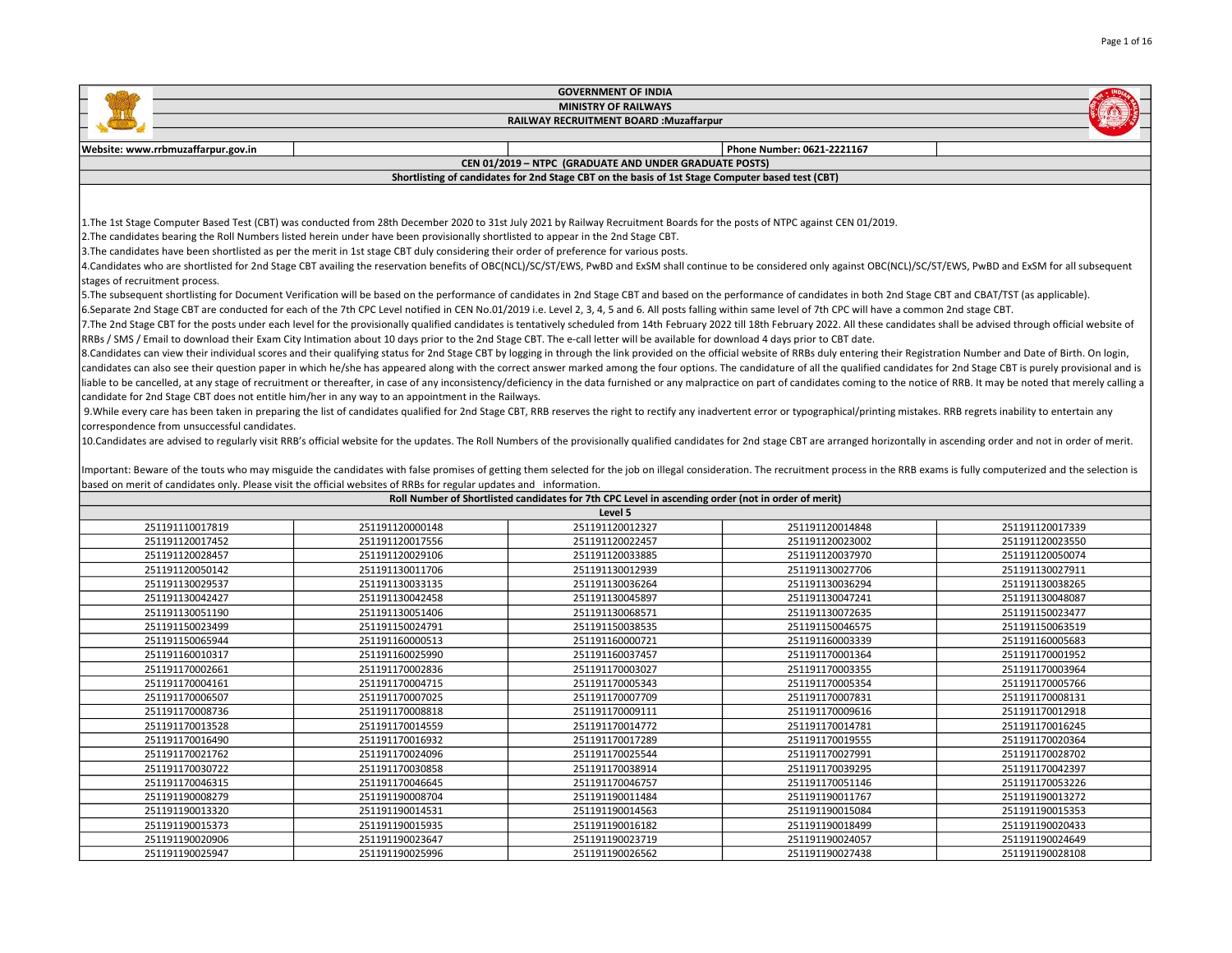# GOVERNMENT OF INDIA

## MINISTRY OF RAILWAYS

## RAILWAY RECRUITMENT BOARD :Muzaffarpur

**Website: www.rrbmuzaffarpur.gov.in** | **Phone Number: 0621-2221167**

### CEN 01/2019 – NTPC (GRADUATE AND UNDER GRADUATE POSTS)

### Shortlisting of candidates for 2nd Stage CBT on the basis of 1st Stage Computer based test (CBT)

1.The 1st Stage Computer Based Test (CBT) was conducted from 28th December 2020 to 31st July 2021 by Railway Recruitment Boards for the posts of NTPC against CEN 01/2019.

2.The candidates bearing the Roll Numbers listed herein under have been provisionally shortlisted to appear in the 2nd Stage CBT.

3.The candidates have been shortlisted as per the merit in 1st stage CBT duly considering their order of preference for various posts.

4.Candidates who are shortlisted for 2nd Stage CBT availing the reservation benefits of OBC(NCL)/SC/ST/EWS, PwBD and ExSM shall continue to be considered only against OBC(NCL)/SC/ST/EWS, PwBD and ExSM for all subsequent stages of recruitment process.

5.The subsequent shortlisting for Document Verification will be based on the performance of candidates in 2nd Stage CBT and based on the performance of candidates in both 2nd Stage CBT and CBAT/TST (as applicable).

6.Separate 2nd Stage CBT are conducted for each of the 7th CPC Level notified in CEN No.01/2019 i.e. Level 2, 3, 4, 5 and 6. All posts falling within same level of 7th CPC will have a common 2nd stage CBT.

7.The 2nd Stage CBT for the posts under each level for the provisionally qualified candidates is tentatively scheduled from 14th February 2022 till 18th February 2022. All these candidates shall be advised through official website of RRBs / SMS / Email to download their Exam City Intimation about 10 days prior to the 2nd Stage CBT. The e-call letter will be available for download 4 days prior to CBT date.

8.Candidates can view their individual scores and their qualifying status for 2nd Stage CBT by logging in through the link provided on the official website of RRBs duly entering their Registration Number and Date of Birth. On login, candidates can also see their question paper in which he/she has appeared along with the correct answer marked among the four options. The candidature of all the qualified candidates for 2nd Stage CBT is purely provisional and is liable to be cancelled, at any stage of recruitment or thereafter, in case of any inconsistency/deficiency in the data furnished or any malpractice on part of candidates coming to the notice of RRB. It may be noted that merely calling a candidate for 2nd Stage CBT does not entitle him/her in any way to an appointment in the Railways.

9.While every care has been taken in preparing the list of candidates qualified for 2nd Stage CBT, RRB reserves the right to rectify any inadvertent error or typographical/printing mistakes. RRB regrets inability to entertain any correspondence from unsuccessful candidates.

10.Candidates are advised to regularly visit RRB's official website for the updates. The Roll Numbers of the provisionally qualified candidates for 2nd stage CBT are arranged horizontally in ascending order and not in order of merit.

Important: Beware of the touts who may misguide the candidates with false promises of getting them selected for the job on illegal consideration. The recruitment process in the RRB exams is fully computerized and the selection is based on merit of candidates only. Please visit the official websites of RRBs for regular updates and information.

### Roll Number of Shortlisted candidates for 7th CPC Level in ascending order (not in order of merit)

#### Level 5

| | | | | |
|---|---|---|---|---|
| 251191110017819 | 251191120000148 | 251191120012327 | 251191120014848 | 251191120017339 |
| 251191120017452 | 251191120017556 | 251191120022457 | 251191120023002 | 251191120023550 |
| 251191120028457 | 251191120029106 | 251191120033885 | 251191120037970 | 251191120050074 |
| 251191120050142 | 251191130011706 | 251191130012939 | 251191130027706 | 251191130027911 |
| 251191130029537 | 251191130033135 | 251191130036264 | 251191130036294 | 251191130038265 |
| 251191130042427 | 251191130042458 | 251191130045897 | 251191130047241 | 251191130048087 |
| 251191130051190 | 251191130051406 | 251191130068571 | 251191130072635 | 251191150023477 |
| 251191150023499 | 251191150024791 | 251191150038535 | 251191150046575 | 251191150063519 |
| 251191150065944 | 251191160000513 | 251191160000721 | 251191160003339 | 251191160005683 |
| 251191160010317 | 251191160025990 | 251191160037457 | 251191170001364 | 251191170001952 |
| 251191170002661 | 251191170002836 | 251191170003027 | 251191170003355 | 251191170003964 |
| 251191170004161 | 251191170004715 | 251191170005343 | 251191170005354 | 251191170005766 |
| 251191170006507 | 251191170007025 | 251191170007709 | 251191170007831 | 251191170008131 |
| 251191170008736 | 251191170008818 | 251191170009111 | 251191170009616 | 251191170012918 |
| 251191170013528 | 251191170014559 | 251191170014772 | 251191170014781 | 251191170016245 |
| 251191170016490 | 251191170016932 | 251191170017289 | 251191170019555 | 251191170020364 |
| 251191170021762 | 251191170024096 | 251191170025544 | 251191170027991 | 251191170028702 |
| 251191170030722 | 251191170030858 | 251191170038914 | 251191170039295 | 251191170042397 |
| 251191170046315 | 251191170046645 | 251191170046757 | 251191170051146 | 251191170053226 |
| 251191190008279 | 251191190008704 | 251191190011484 | 251191190011767 | 251191190013272 |
| 251191190013320 | 251191190014531 | 251191190014563 | 251191190015084 | 251191190015353 |
| 251191190015373 | 251191190015935 | 251191190016182 | 251191190018499 | 251191190020433 |
| 251191190020906 | 251191190023647 | 251191190023719 | 251191190024057 | 251191190024649 |
| 251191190025947 | 251191190025996 | 251191190026562 | 251191190027438 | 251191190028108 |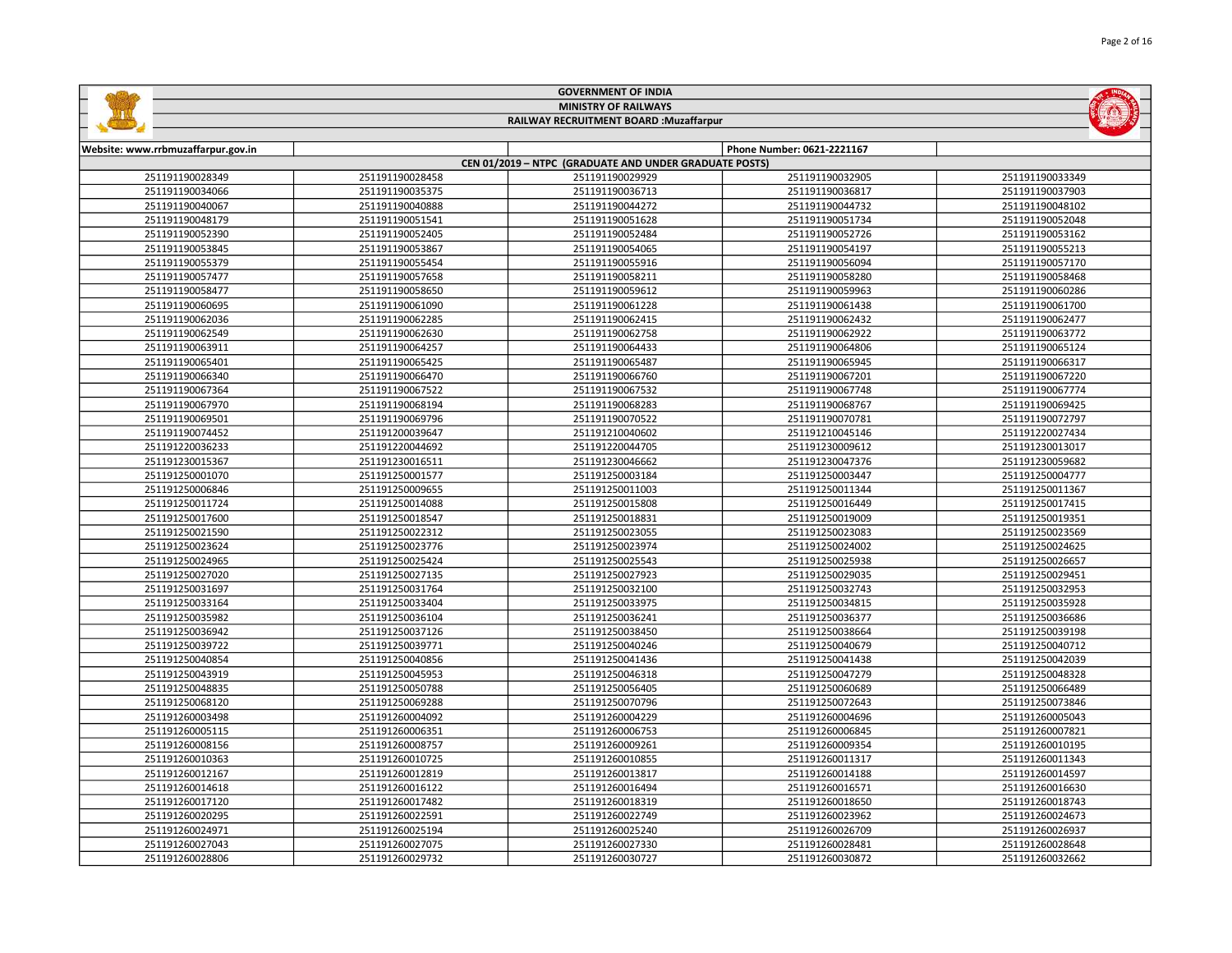# GOVERNMENT OF INDIA

## MINISTRY OF RAILWAYS

### RAILWAY RECRUITMENT BOARD :Muzaffarpur

| Website: www.rrbmuzaffarpur.gov.in | | | Phone Number: 0621-2221167 | |
|---|---|---|---|---|
| CEN 01/2019 – NTPC (GRADUATE AND UNDER GRADUATE POSTS) | | | | |
| 251191190028349 | 251191190028458 | 251191190029929 | 251191190032905 | 251191190033349 |
| 251191190034066 | 251191190035375 | 251191190036713 | 251191190036817 | 251191190037903 |
| 251191190040067 | 251191190040888 | 251191190044272 | 251191190044732 | 251191190048102 |
| 251191190048179 | 251191190051541 | 251191190051628 | 251191190051734 | 251191190052048 |
| 251191190052390 | 251191190052405 | 251191190052484 | 251191190052726 | 251191190053162 |
| 251191190053845 | 251191190053867 | 251191190054065 | 251191190054197 | 251191190055213 |
| 251191190055379 | 251191190055454 | 251191190055916 | 251191190056094 | 251191190057170 |
| 251191190057477 | 251191190057658 | 251191190058211 | 251191190058280 | 251191190058468 |
| 251191190058477 | 251191190058650 | 251191190059612 | 251191190059963 | 251191190060286 |
| 251191190060695 | 251191190061090 | 251191190061228 | 251191190061438 | 251191190061700 |
| 251191190062036 | 251191190062285 | 251191190062415 | 251191190062432 | 251191190062477 |
| 251191190062549 | 251191190062630 | 251191190062758 | 251191190062922 | 251191190063772 |
| 251191190063911 | 251191190064257 | 251191190064433 | 251191190064806 | 251191190065124 |
| 251191190065401 | 251191190065425 | 251191190065487 | 251191190065945 | 251191190066317 |
| 251191190066340 | 251191190066470 | 251191190066760 | 251191190067201 | 251191190067220 |
| 251191190067364 | 251191190067522 | 251191190067532 | 251191190067748 | 251191190067774 |
| 251191190067970 | 251191190068194 | 251191190068283 | 251191190068767 | 251191190069425 |
| 251191190069501 | 251191190069796 | 251191190070522 | 251191190070781 | 251191190072797 |
| 251191190074452 | 251191200039647 | 251191210040602 | 251191210045146 | 251191220027434 |
| 251191220036233 | 251191220044692 | 251191220044705 | 251191230009612 | 251191230013017 |
| 251191230015367 | 251191230016511 | 251191230046662 | 251191230047376 | 251191230059682 |
| 251191250001070 | 251191250001577 | 251191250003184 | 251191250003447 | 251191250004777 |
| 251191250006846 | 251191250009655 | 251191250011003 | 251191250011344 | 251191250011367 |
| 251191250011724 | 251191250014088 | 251191250015808 | 251191250016449 | 251191250017415 |
| 251191250017600 | 251191250018547 | 251191250018831 | 251191250019009 | 251191250019351 |
| 251191250021590 | 251191250022312 | 251191250023055 | 251191250023083 | 251191250023569 |
| 251191250023624 | 251191250023776 | 251191250023974 | 251191250024002 | 251191250024625 |
| 251191250024965 | 251191250025424 | 251191250025543 | 251191250025938 | 251191250026657 |
| 251191250027020 | 251191250027135 | 251191250027923 | 251191250029035 | 251191250029451 |
| 251191250031697 | 251191250031764 | 251191250032100 | 251191250032743 | 251191250032953 |
| 251191250033164 | 251191250033404 | 251191250033975 | 251191250034815 | 251191250035928 |
| 251191250035982 | 251191250036104 | 251191250036241 | 251191250036377 | 251191250036686 |
| 251191250036942 | 251191250037126 | 251191250038450 | 251191250038664 | 251191250039198 |
| 251191250039722 | 251191250039771 | 251191250040246 | 251191250040679 | 251191250040712 |
| 251191250040854 | 251191250040856 | 251191250041436 | 251191250041438 | 251191250042039 |
| 251191250043919 | 251191250045953 | 251191250046318 | 251191250047279 | 251191250048328 |
| 251191250048835 | 251191250050788 | 251191250056405 | 251191250060689 | 251191250066489 |
| 251191250068120 | 251191250069288 | 251191250070796 | 251191250072643 | 251191250073846 |
| 251191260003498 | 251191260004092 | 251191260004229 | 251191260004696 | 251191260005043 |
| 251191260005115 | 251191260006351 | 251191260006753 | 251191260006845 | 251191260007821 |
| 251191260008156 | 251191260008757 | 251191260009261 | 251191260009354 | 251191260010195 |
| 251191260010363 | 251191260010725 | 251191260010855 | 251191260011317 | 251191260011343 |
| 251191260012167 | 251191260012819 | 251191260013817 | 251191260014188 | 251191260014597 |
| 251191260014618 | 251191260016122 | 251191260016494 | 251191260016571 | 251191260016630 |
| 251191260017120 | 251191260017482 | 251191260018319 | 251191260018650 | 251191260018743 |
| 251191260020295 | 251191260022591 | 251191260022749 | 251191260023962 | 251191260024673 |
| 251191260024971 | 251191260025194 | 251191260025240 | 251191260026709 | 251191260026937 |
| 251191260027043 | 251191260027075 | 251191260027330 | 251191260028481 | 251191260028648 |
| 251191260028806 | 251191260029732 | 251191260030727 | 251191260030872 | 251191260032662 |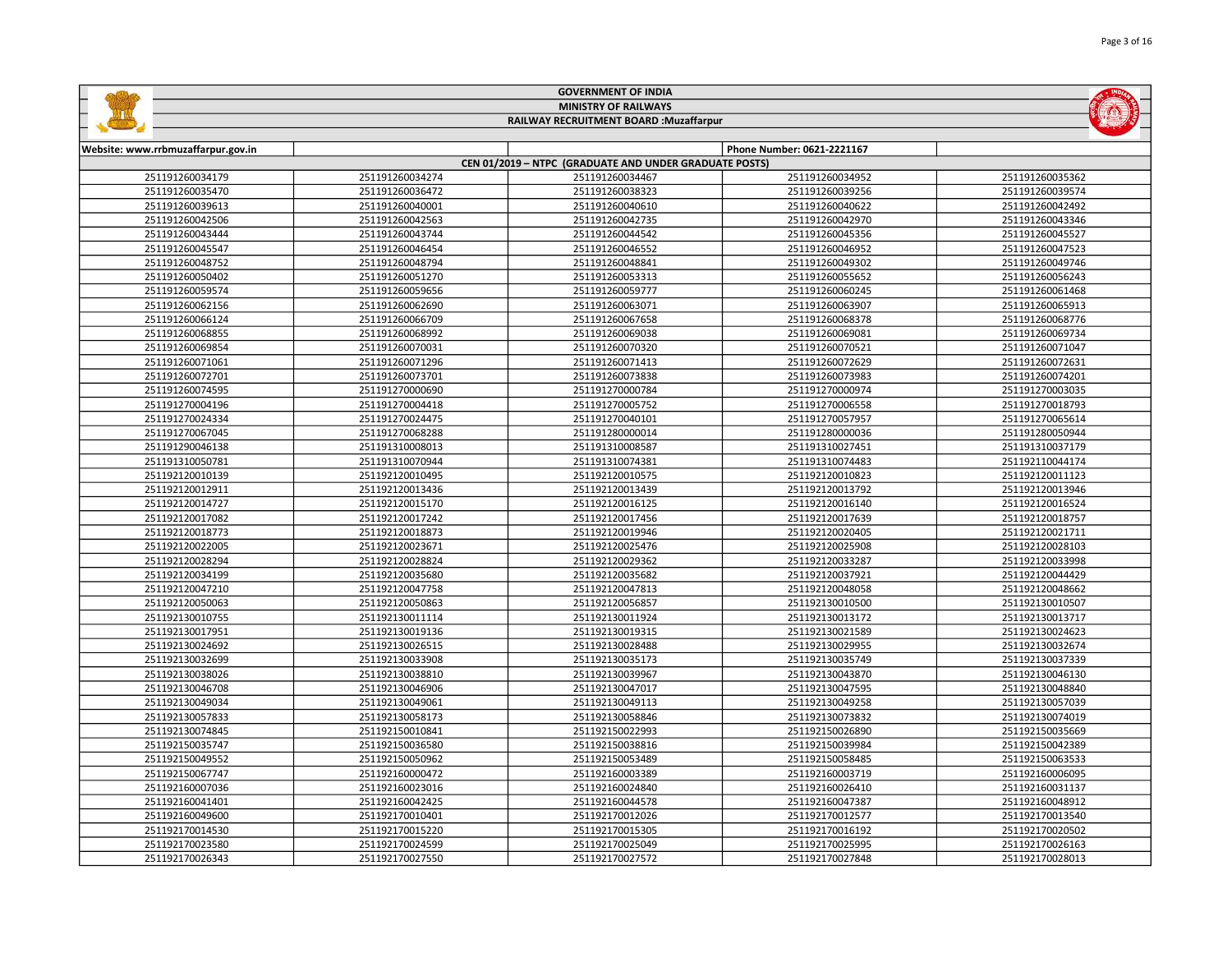# GOVERNMENT OF INDIA

## MINISTRY OF RAILWAYS

## RAILWAY RECRUITMENT BOARD :Muzaffarpur

Website: www.rrbmuzaffarpur.gov.in | Phone Number: 0621-2221167

### CEN 01/2019 – NTPC (GRADUATE AND UNDER GRADUATE POSTS)

| | | | | |
|---|---|---|---|---|
| 251191260034179 | 251191260034274 | 251191260034467 | 251191260034952 | 251191260035362 |
| 251191260035470 | 251191260036472 | 251191260038323 | 251191260039256 | 251191260039574 |
| 251191260039613 | 251191260040001 | 251191260040610 | 251191260040622 | 251191260042492 |
| 251191260042506 | 251191260042563 | 251191260042735 | 251191260042970 | 251191260043346 |
| 251191260043444 | 251191260043744 | 251191260044542 | 251191260045356 | 251191260045527 |
| 251191260045547 | 251191260046454 | 251191260046552 | 251191260046952 | 251191260047523 |
| 251191260048752 | 251191260048841 | 251191260049302 | 251191260049746 | |
| 251191260050402 | 251191260051270 | 251191260053313 | 251191260055652 | 251191260056243 |
| 251191260059574 | 251191260059656 | 251191260059777 | 251191260060245 | 251191260061468 |
| 251191260062156 | 251191260062690 | 251191260063071 | 251191260063907 | 251191260065913 |
| 251191260066124 | 251191260066709 | 251191260067658 | 251191260068378 | 251191260068776 |
| 251191260068855 | 251191260068992 | 251191260069038 | 251191260069081 | 251191260069734 |
| 251191260069854 | 251191260070031 | 251191260070320 | 251191260070521 | 251191260071047 |
| 251191260071061 | 251191260071296 | 251191260071413 | 251191260072629 | 251191260072631 |
| 251191260072701 | 251191260073701 | 251191260073838 | 251191260073983 | 251191260074201 |
| 251191260074595 | 251191270000690 | 251191270000784 | 251191270000974 | 251191270003035 |
| 251191270004196 | 251191270004418 | 251191270005752 | 251191270006558 | 251191270018793 |
| 251191270024334 | 251191270024475 | 251191270040101 | 251191270057957 | 251191270065614 |
| 251191270067045 | 251191270068288 | 251191280000014 | 251191280000036 | 251191280050944 |
| 251191290046138 | 251191310008013 | 251191310008587 | 251191310027451 | 251191310037179 |
| 251191310050781 | 251191310070944 | 251191310074381 | 251191310074483 | 251192110044174 |
| 251192120010139 | 251192120010495 | 251192120010575 | 251192120010823 | 251192120011123 |
| 251192120012911 | 251192120013436 | 251192120013439 | 251192120013792 | 251192120013946 |
| 251192120014727 | 251192120015170 | 251192120016125 | 251192120016140 | 251192120016524 |
| 251192120017082 | 251192120017242 | 251192120017456 | 251192120017639 | 251192120018757 |
| 251192120018773 | 251192120018873 | 251192120019946 | 251192120020405 | 251192120021711 |
| 251192120022005 | 251192120023671 | 251192120025476 | 251192120025908 | 251192120028103 |
| 251192120028294 | 251192120028824 | 251192120029362 | 251192120033287 | 251192120033998 |
| 251192120034199 | 251192120035680 | 251192120035682 | 251192120037921 | 251192120044429 |
| 251192120047210 | 251192120047758 | 251192120047813 | 251192120048058 | 251192120048662 |
| 251192120050063 | 251192120050863 | 251192120056857 | 251192130010500 | 251192130010507 |
| 251192130010755 | 251192130011114 | 251192130011924 | 251192130013172 | 251192130013717 |
| 251192130017951 | 251192130019136 | 251192130019315 | 251192130021589 | 251192130024623 |
| 251192130024692 | 251192130026515 | 251192130028488 | 251192130029955 | 251192130032674 |
| 251192130032699 | 251192130033908 | 251192130035173 | 251192130035749 | 251192130037339 |
| 251192130038026 | 251192130038810 | 251192130039967 | 251192130043870 | 251192130046130 |
| 251192130046708 | 251192130046906 | 251192130047017 | 251192130047595 | 251192130048840 |
| 251192130049034 | 251192130049061 | 251192130049113 | 251192130049258 | 251192130057039 |
| 251192130057833 | 251192130058173 | 251192130058846 | 251192130073832 | 251192130074019 |
| 251192130074845 | 251192150010841 | 251192150022993 | 251192150026890 | 251192150035669 |
| 251192150035747 | 251192150036580 | 251192150038816 | 251192150039984 | 251192150042389 |
| 251192150049552 | 251192150050962 | 251192150053489 | 251192150058485 | 251192150063533 |
| 251192150067747 | 251192160000472 | 251192160003389 | 251192160003719 | 251192160006095 |
| 251192160007036 | 251192160023016 | 251192160024840 | 251192160026410 | 251192160031137 |
| 251192160041401 | 251192160042425 | 251192160044578 | 251192160047387 | 251192160048912 |
| 251192160049600 | 251192170010401 | 251192170012026 | 251192170012577 | 251192170013540 |
| 251192170014530 | 251192170015220 | 251192170015305 | 251192170016192 | 251192170020502 |
| 251192170023580 | 251192170024599 | 251192170025049 | 251192170025995 | 251192170026163 |
| 251192170026343 | 251192170027550 | 251192170027572 | 251192170027848 | 251192170028013 |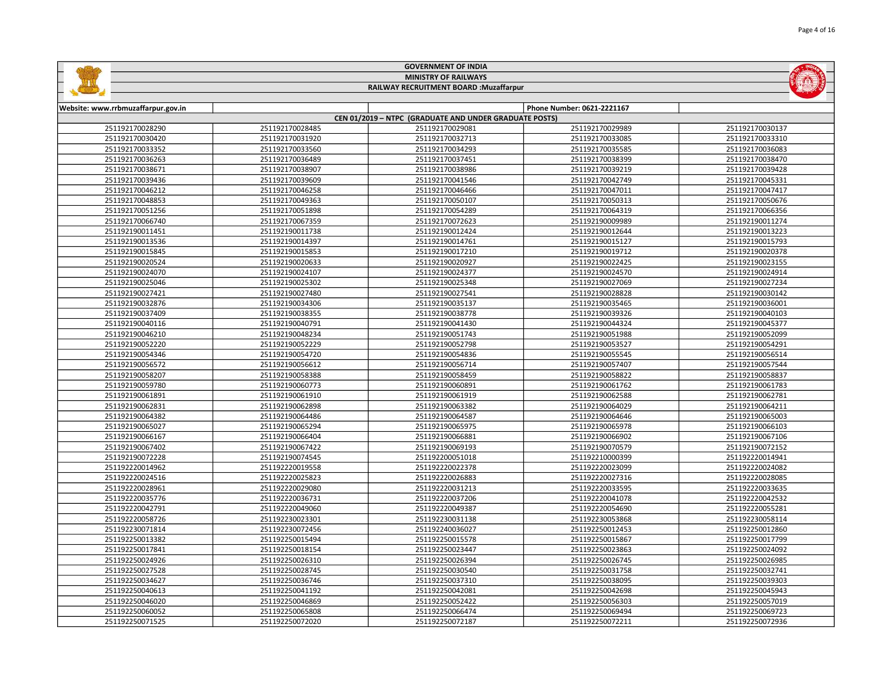# GOVERNMENT OF INDIA

## MINISTRY OF RAILWAYS

### RAILWAY RECRUITMENT BOARD :Muzaffarpur

Website: www.rrbmuzaffarpur.gov.in | Phone Number: 0621-2221167

**CEN 01/2019 – NTPC (GRADUATE AND UNDER GRADUATE POSTS)**

| | | | | |
|---|---|---|---|---|
| 251192170028290 | 251192170028485 | 251192170029081 | 251192170029989 | 251192170030137 |
| 251192170030420 | 251192170031920 | 251192170032713 | 251192170033085 | 251192170033310 |
| 251192170033352 | 251192170033560 | 251192170034293 | 251192170035585 | 251192170036083 |
| 251192170036263 | 251192170036489 | 251192170037451 | 251192170038399 | 251192170038470 |
| 251192170038671 | 251192170038907 | 251192170038986 | 251192170039219 | 251192170039428 |
| 251192170039436 | 251192170039609 | 251192170041546 | 251192170042749 | 251192170045331 |
| 251192170046212 | 251192170046258 | 251192170046466 | 251192170047011 | 251192170047417 |
| 251192170048853 | 251192170049363 | 251192170050107 | 251192170050313 | 251192170050676 |
| 251192170051256 | 251192170051898 | 251192170054289 | 251192170064319 | 251192170066356 |
| 251192170066740 | 251192170067359 | 251192170072623 | 251192190009989 | 251192190011274 |
| 251192190011451 | 251192190011738 | 251192190012424 | 251192190012644 | 251192190013223 |
| 251192190013536 | 251192190014397 | 251192190014761 | 251192190015127 | 251192190015793 |
| 251192190015845 | 251192190015853 | 251192190017210 | 251192190019712 | 251192190020378 |
| 251192190020524 | 251192190020633 | 251192190020927 | 251192190022425 | 251192190023155 |
| 251192190024070 | 251192190024107 | 251192190024377 | 251192190024570 | 251192190024914 |
| 251192190025046 | 251192190025302 | 251192190025348 | 251192190027069 | 251192190027234 |
| 251192190027421 | 251192190027480 | 251192190027541 | 251192190028828 | 251192190030142 |
| 251192190032876 | 251192190034306 | 251192190035137 | 251192190035465 | 251192190036001 |
| 251192190037409 | 251192190038355 | 251192190038778 | 251192190039326 | 251192190040103 |
| 251192190040116 | 251192190040791 | 251192190041430 | 251192190044324 | 251192190045377 |
| 251192190046210 | 251192190048234 | 251192190051743 | 251192190051988 | 251192190052099 |
| 251192190052220 | 251192190052229 | 251192190052798 | 251192190053527 | 251192190054291 |
| 251192190054346 | 251192190054720 | 251192190054836 | 251192190055545 | 251192190056514 |
| 251192190056572 | 251192190056612 | 251192190056714 | 251192190057407 | 251192190057544 |
| 251192190058207 | 251192190058388 | 251192190058459 | 251192190058822 | 251192190058837 |
| 251192190059780 | 251192190060773 | 251192190060891 | 251192190061762 | 251192190061783 |
| 251192190061891 | 251192190061910 | 251192190061919 | 251192190062588 | 251192190062781 |
| 251192190062831 | 251192190062898 | 251192190063382 | 251192190064029 | 251192190064211 |
| 251192190064382 | 251192190064486 | 251192190064587 | 251192190064646 | 251192190065003 |
| 251192190065027 | 251192190065294 | 251192190065975 | 251192190065978 | 251192190066103 |
| 251192190066167 | 251192190066404 | 251192190066881 | 251192190066902 | 251192190067106 |
| 251192190067402 | 251192190067422 | 251192190069193 | 251192190070579 | 251192190072152 |
| 251192190072228 | 251192190074545 | 251192200051018 | 251192210000399 | 251192220014941 |
| 251192220014962 | 251192220019558 | 251192220022378 | 251192220023099 | 251192220024082 |
| 251192220024516 | 251192220025823 | 251192220026883 | 251192220027316 | 251192220028085 |
| 251192220028961 | 251192220029080 | 251192220031213 | 251192220033595 | 251192220033635 |
| 251192220035776 | 251192220036731 | 251192220037206 | 251192220041078 | 251192220042532 |
| 251192220042791 | 251192220049060 | 251192220049387 | 251192220054690 | 251192220055281 |
| 251192220058726 | 251192230023301 | 251192230031138 | 251192230053868 | 251192230058114 |
| 251192230071814 | 251192230072456 | 251192240036027 | 251192250012453 | 251192250012860 |
| 251192250013382 | 251192250015494 | 251192250015578 | 251192250015867 | 251192250017799 |
| 251192250017841 | 251192250018154 | 251192250023447 | 251192250023863 | 251192250024092 |
| 251192250024926 | 251192250026310 | 251192250026394 | 251192250026745 | 251192250026985 |
| 251192250027528 | 251192250028745 | 251192250030540 | 251192250031758 | 251192250032741 |
| 251192250034627 | 251192250036746 | 251192250037310 | 251192250038095 | 251192250039303 |
| 251192250040613 | 251192250041192 | 251192250042081 | 251192250042698 | 251192250045943 |
| 251192250046020 | 251192250046869 | 251192250052422 | 251192250056303 | 251192250057019 |
| 251192250060052 | 251192250065808 | 251192250066474 | 251192250069494 | 251192250069723 |
| 251192250071525 | 251192250072020 | 251192250072187 | 251192250072211 | 251192250072936 |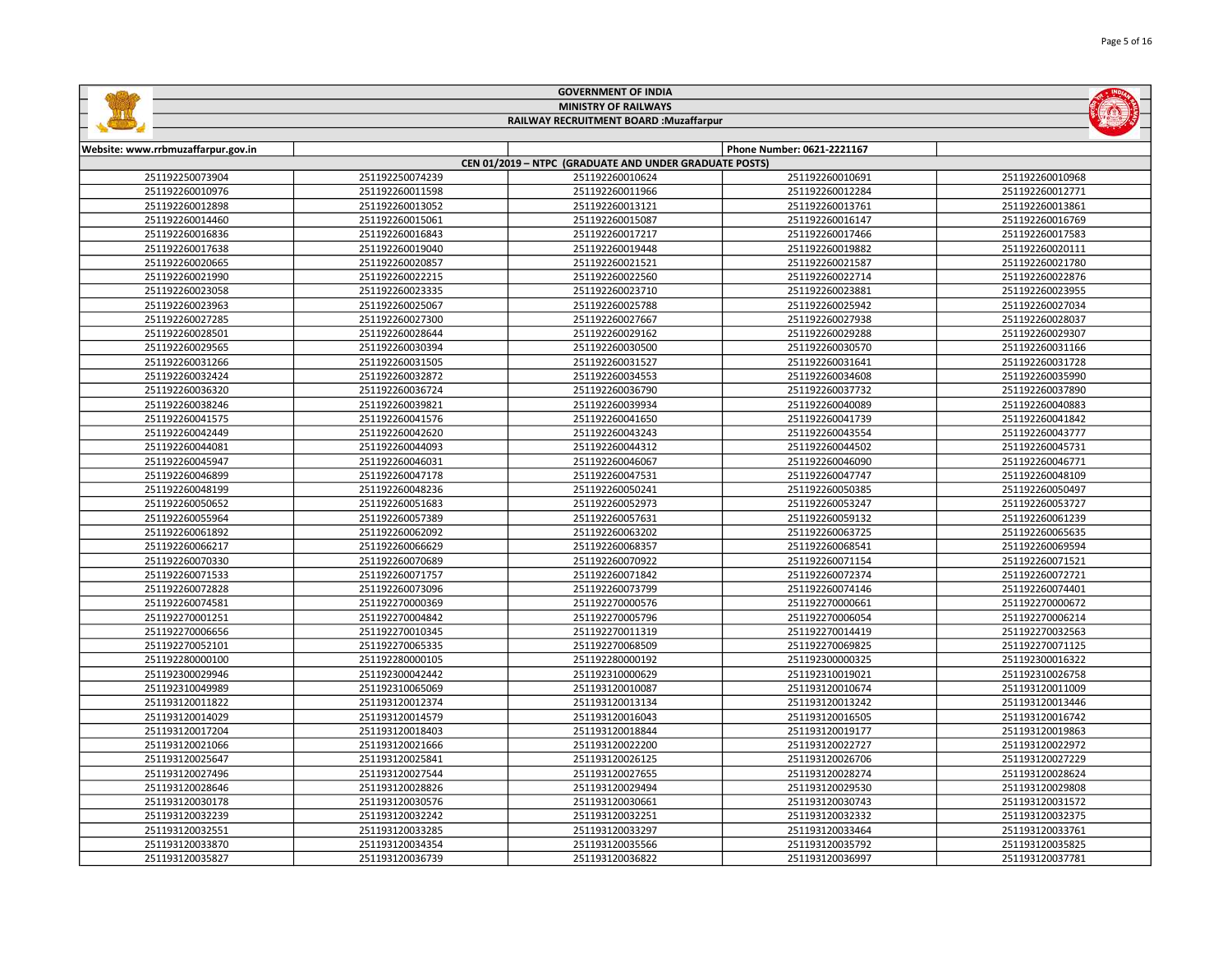# GOVERNMENT OF INDIA

## MINISTRY OF RAILWAYS

### RAILWAY RECRUITMENT BOARD :Muzaffarpur

Website: www.rrbmuzaffarpur.gov.in | Phone Number: 0621-2221167

**CEN 01/2019 – NTPC (GRADUATE AND UNDER GRADUATE POSTS)**

| | | | | |
|---|---|---|---|---|
| 251192250073904 | 251192250074239 | 251192260010624 | 251192260010691 | 251192260010968 |
| 251192260010976 | 251192260011598 | 251192260011966 | 251192260012284 | 251192260012771 |
| 251192260012898 | 251192260013052 | 251192260013121 | 251192260013761 | 251192260013861 |
| 251192260014460 | 251192260015061 | 251192260015087 | 251192260016147 | 251192260016769 |
| 251192260016836 | 251192260016843 | 251192260017217 | 251192260017466 | 251192260017583 |
| 251192260017638 | 251192260019040 | 251192260019448 | 251192260019882 | 251192260020111 |
| 251192260020665 | 251192260020857 | 251192260021521 | 251192260021587 | 251192260021780 |
| 251192260021990 | 251192260022215 | 251192260022560 | 251192260022714 | 251192260022876 |
| 251192260023058 | 251192260023335 | 251192260023710 | 251192260023881 | 251192260023955 |
| 251192260023963 | 251192260025067 | 251192260025788 | 251192260025942 | 251192260027034 |
| 251192260027285 | 251192260027300 | 251192260027667 | 251192260027938 | 251192260028037 |
| 251192260028501 | 251192260028644 | 251192260029162 | 251192260029288 | 251192260029307 |
| 251192260029565 | 251192260030394 | 251192260030500 | 251192260030570 | 251192260031166 |
| 251192260031266 | 251192260031505 | 251192260031527 | 251192260031641 | 251192260031728 |
| 251192260032424 | 251192260032872 | 251192260034553 | 251192260034608 | 251192260035990 |
| 251192260036320 | 251192260036724 | 251192260036790 | 251192260037732 | 251192260037890 |
| 251192260038246 | 251192260039821 | 251192260039934 | 251192260040089 | 251192260040883 |
| 251192260041575 | 251192260041576 | 251192260041650 | 251192260041739 | 251192260041842 |
| 251192260042449 | 251192260042620 | 251192260043243 | 251192260043554 | 251192260043777 |
| 251192260044081 | 251192260044093 | 251192260044312 | 251192260044502 | 251192260045731 |
| 251192260045947 | 251192260046031 | 251192260046067 | 251192260046090 | 251192260046771 |
| 251192260046899 | 251192260047178 | 251192260047531 | 251192260047747 | 251192260048109 |
| 251192260048199 | 251192260048236 | 251192260050241 | 251192260050385 | 251192260050497 |
| 251192260050652 | 251192260051683 | 251192260052973 | 251192260053247 | 251192260053727 |
| 251192260055964 | 251192260057389 | 251192260057631 | 251192260059132 | 251192260061239 |
| 251192260061892 | 251192260062092 | 251192260063202 | 251192260063725 | 251192260065635 |
| 251192260066217 | 251192260066629 | 251192260068357 | 251192260068541 | 251192260069594 |
| 251192260070330 | 251192260070689 | 251192260070922 | 251192260071154 | 251192260071521 |
| 251192260071533 | 251192260071757 | 251192260071842 | 251192260072374 | 251192260072721 |
| 251192260072828 | 251192260073096 | 251192260073799 | 251192260074146 | 251192260074401 |
| 251192260074581 | 251192270000369 | 251192270000576 | 251192270000661 | 251192270000672 |
| 251192270001251 | 251192270004842 | 251192270005796 | 251192270006054 | 251192270006214 |
| 251192270006656 | 251192270010345 | 251192270011319 | 251192270014419 | 251192270032563 |
| 251192270052101 | 251192270065335 | 251192270068509 | 251192270069825 | 251192270071125 |
| 251192280000100 | 251192280000105 | 251192280000192 | 251192300000325 | 251192300016322 |
| 251192300029946 | 251192300042442 | 251192310000629 | 251192310019021 | 251192310026758 |
| 251192310049989 | 251192310065069 | 251193120010087 | 251193120010674 | 251193120011009 |
| 251193120011822 | 251193120012374 | 251193120013134 | 251193120013242 | 251193120013446 |
| 251193120014029 | 251193120014579 | 251193120016043 | 251193120016505 | 251193120016742 |
| 251193120017204 | 251193120018403 | 251193120018844 | 251193120019177 | 251193120019863 |
| 251193120021066 | 251193120021666 | 251193120022200 | 251193120022727 | 251193120022972 |
| 251193120025647 | 251193120025841 | 251193120026125 | 251193120026706 | 251193120027229 |
| 251193120027496 | 251193120027544 | 251193120027655 | 251193120028274 | 251193120028624 |
| 251193120028646 | 251193120028826 | 251193120029494 | 251193120029530 | 251193120029808 |
| 251193120030178 | 251193120030576 | 251193120030661 | 251193120030743 | 251193120031572 |
| 251193120032239 | 251193120032242 | 251193120032251 | 251193120032332 | 251193120032375 |
| 251193120032551 | 251193120033285 | 251193120033297 | 251193120033464 | 251193120033761 |
| 251193120033870 | 251193120034354 | 251193120035566 | 251193120035792 | 251193120035825 |
| 251193120035827 | 251193120036739 | 251193120036822 | 251193120036997 | 251193120037781 |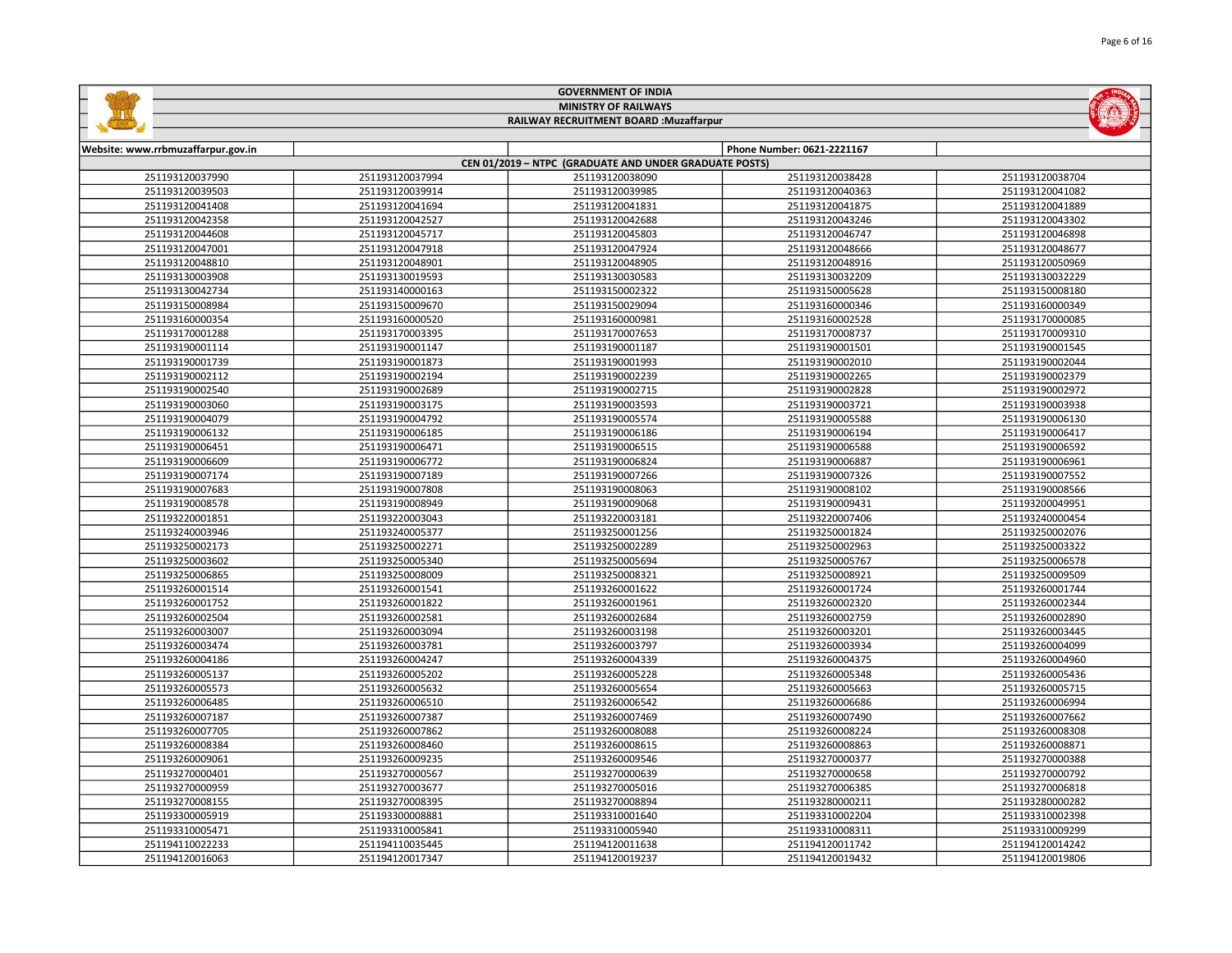# GOVERNMENT OF INDIA

## MINISTRY OF RAILWAYS

### RAILWAY RECRUITMENT BOARD :Muzaffarpur

| Website: www.rrbmuzaffarpur.gov.in | | | Phone Number: 0621-2221167 | |
|---|---|---|---|---|
| CEN 01/2019 – NTPC (GRADUATE AND UNDER GRADUATE POSTS) | | | | |
| 251193120037990 | 251193120037994 | 251193120038090 | 251193120038428 | 251193120038704 |
| 251193120039503 | 251193120039914 | 251193120039985 | 251193120040363 | 251193120041082 |
| 251193120041408 | 251193120041694 | 251193120041831 | 251193120041875 | 251193120041889 |
| 251193120042358 | 251193120042527 | 251193120042688 | 251193120043246 | 251193120043302 |
| 251193120044608 | 251193120045717 | 251193120045803 | 251193120046747 | 251193120046898 |
| 251193120047001 | 251193120047918 | 251193120047924 | 251193120048666 | 251193120048677 |
| 251193120048810 | 251193120048901 | 251193120048905 | 251193120048916 | 251193120050969 |
| 251193130003908 | 251193130019593 | 251193130030583 | 251193130032209 | 251193130032229 |
| 251193130042734 | 251193140000163 | 251193150002322 | 251193150005628 | 251193150008180 |
| 251193150008984 | 251193150009670 | 251193150029094 | 251193160000346 | 251193160000349 |
| 251193160000354 | 251193160000520 | 251193160000981 | 251193160002528 | 251193170000085 |
| 251193170001288 | 251193170003395 | 251193170007653 | 251193170008737 | 251193170009310 |
| 251193190001114 | 251193190001147 | 251193190001187 | 251193190001501 | 251193190001545 |
| 251193190001739 | 251193190001873 | 251193190001993 | 251193190002010 | 251193190002044 |
| 251193190002112 | 251193190002194 | 251193190002239 | 251193190002265 | 251193190002379 |
| 251193190002540 | 251193190002689 | 251193190002715 | 251193190002828 | 251193190002972 |
| 251193190003060 | 251193190003175 | 251193190003593 | 251193190003721 | 251193190003938 |
| 251193190004079 | 251193190004792 | 251193190005574 | 251193190005588 | 251193190006130 |
| 251193190006132 | 251193190006185 | 251193190006186 | 251193190006194 | 251193190006417 |
| 251193190006451 | 251193190006471 | 251193190006515 | 251193190006588 | 251193190006592 |
| 251193190006609 | 251193190006772 | 251193190006824 | 251193190006887 | 251193190006961 |
| 251193190007174 | 251193190007189 | 251193190007266 | 251193190007326 | 251193190007552 |
| 251193190007683 | 251193190007808 | 251193190008063 | 251193190008102 | 251193190008566 |
| 251193190008578 | 251193190008949 | 251193190009068 | 251193190009431 | 251193200049951 |
| 251193220001851 | 251193220003043 | 251193220003181 | 251193220007406 | 251193240000454 |
| 251193240003946 | 251193240005377 | 251193250001256 | 251193250001824 | 251193250002076 |
| 251193250002173 | 251193250002271 | 251193250002289 | 251193250002963 | 251193250003322 |
| 251193250003602 | 251193250005340 | 251193250005694 | 251193250005767 | 251193250006578 |
| 251193250006865 | 251193250008009 | 251193250008321 | 251193250008921 | 251193250009509 |
| 251193260001514 | 251193260001541 | 251193260001622 | 251193260001724 | 251193260001744 |
| 251193260001752 | 251193260001822 | 251193260001961 | 251193260002320 | 251193260002344 |
| 251193260002504 | 251193260002581 | 251193260002684 | 251193260002759 | 251193260002890 |
| 251193260003007 | 251193260003094 | 251193260003198 | 251193260003201 | 251193260003445 |
| 251193260003474 | 251193260003781 | 251193260003797 | 251193260003934 | 251193260004099 |
| 251193260004186 | 251193260004247 | 251193260004339 | 251193260004375 | 251193260004960 |
| 251193260005137 | 251193260005202 | 251193260005228 | 251193260005348 | 251193260005436 |
| 251193260005573 | 251193260005632 | 251193260005654 | 251193260005663 | 251193260005715 |
| 251193260006485 | 251193260006510 | 251193260006542 | 251193260006686 | 251193260006994 |
| 251193260007187 | 251193260007387 | 251193260007469 | 251193260007490 | 251193260007662 |
| 251193260007705 | 251193260007862 | 251193260008088 | 251193260008224 | 251193260008308 |
| 251193260008384 | 251193260008460 | 251193260008615 | 251193260008863 | 251193260008871 |
| 251193260009061 | 251193260009235 | 251193260009546 | 251193270000377 | 251193270000388 |
| 251193270000401 | 251193270000567 | 251193270000639 | 251193270000658 | 251193270000792 |
| 251193270000959 | 251193270003677 | 251193270005016 | 251193270006385 | 251193270006818 |
| 251193270008155 | 251193270008395 | 251193270008894 | 251193280000211 | 251193280000282 |
| 251193300005919 | 251193300008881 | 251193310001640 | 251193310002204 | 251193310002398 |
| 251193310005471 | 251193310005841 | 251193310005940 | 251193310008311 | 251193310009299 |
| 251194110022233 | 251194110035445 | 251194120011638 | 251194120011742 | 251194120014242 |
| 251194120016063 | 251194120017347 | 251194120019237 | 251194120019432 | 251194120019806 |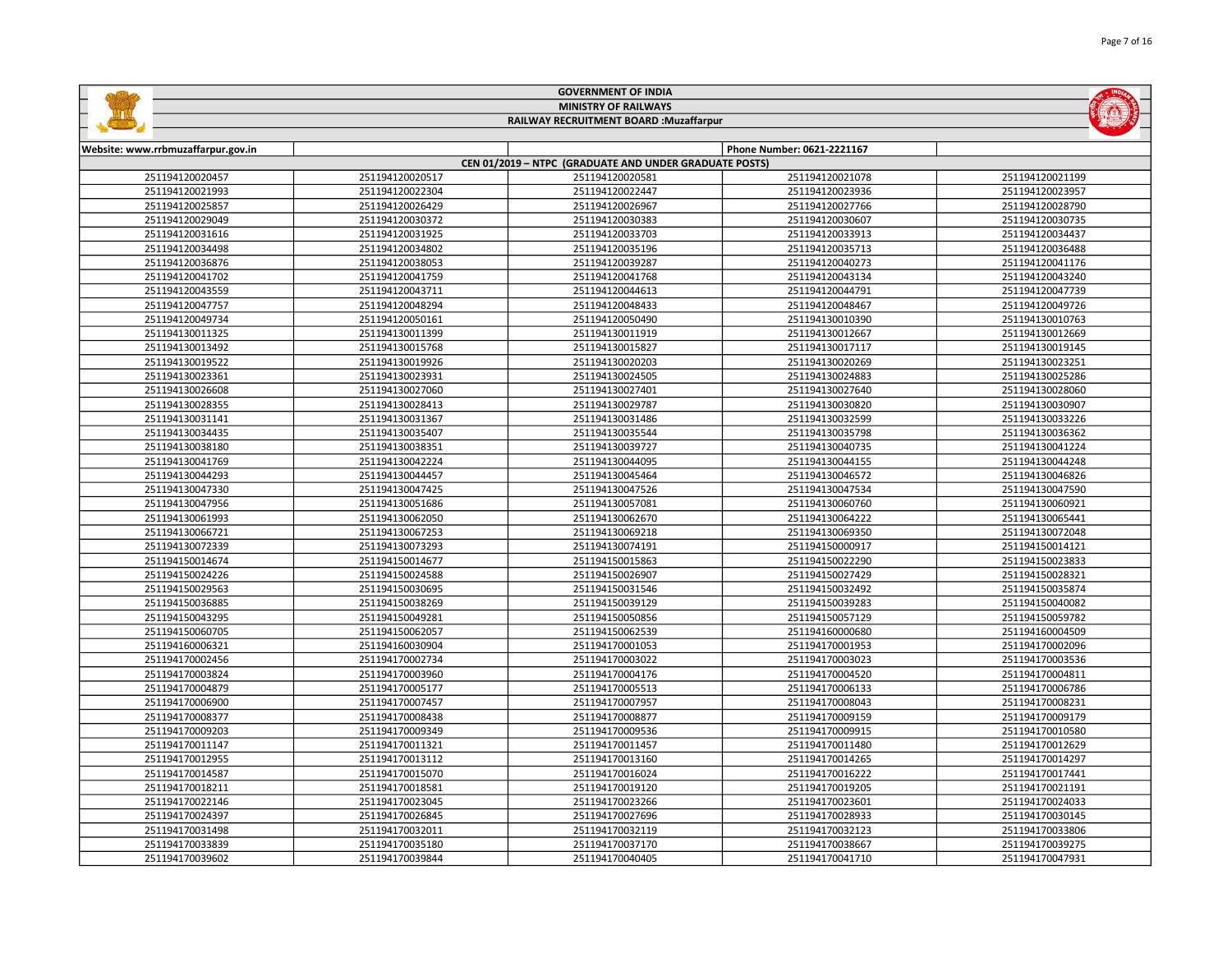# GOVERNMENT OF INDIA

## MINISTRY OF RAILWAYS

## RAILWAY RECRUITMENT BOARD :Muzaffarpur

Website: www.rrbmuzaffarpur.gov.in | Phone Number: 0621-2221167

### CEN 01/2019 – NTPC (GRADUATE AND UNDER GRADUATE POSTS)

| | | | | |
|---|---|---|---|---|
| 251194120020457 | 251194120020517 | 251194120020581 | 251194120021078 | 251194120021199 |
| 251194120021993 | 251194120022304 | 251194120022447 | 251194120023936 | 251194120023957 |
| 251194120025857 | 251194120026429 | 251194120026967 | 251194120027766 | 251194120028790 |
| 251194120029049 | 251194120030372 | 251194120030383 | 251194120030607 | 251194120030735 |
| 251194120031616 | 251194120031925 | 251194120033703 | 251194120033913 | 251194120034437 |
| 251194120034498 | 251194120034802 | 251194120035196 | 251194120035713 | 251194120036488 |
| 251194120036876 | 251194120038053 | 251194120039287 | 251194120040273 | 251194120041176 |
| 251194120041702 | 251194120041759 | 251194120041768 | 251194120043134 | 251194120043240 |
| 251194120043559 | 251194120043711 | 251194120044613 | 251194120044791 | 251194120047739 |
| 251194120047757 | 251194120048294 | 251194120048433 | 251194120048467 | 251194120049726 |
| 251194120049734 | 251194120050161 | 251194120050490 | 251194130010390 | 251194130010763 |
| 251194130011325 | 251194130011399 | 251194130011919 | 251194130012667 | 251194130012669 |
| 251194130013492 | 251194130015768 | 251194130015827 | 251194130017117 | 251194130019145 |
| 251194130019522 | 251194130019926 | 251194130020203 | 251194130020269 | 251194130023251 |
| 251194130023361 | 251194130023931 | 251194130024505 | 251194130024883 | 251194130025286 |
| 251194130026608 | 251194130027060 | 251194130027401 | 251194130027640 | 251194130028060 |
| 251194130028355 | 251194130028413 | 251194130029787 | 251194130030820 | 251194130030907 |
| 251194130031141 | 251194130031367 | 251194130031486 | 251194130032599 | 251194130033226 |
| 251194130034435 | 251194130035407 | 251194130035544 | 251194130035798 | 251194130036362 |
| 251194130038180 | 251194130038351 | 251194130039727 | 251194130040735 | 251194130041224 |
| 251194130041769 | 251194130042224 | 251194130044095 | 251194130044155 | 251194130044248 |
| 251194130044293 | 251194130044457 | 251194130045464 | 251194130046572 | 251194130046826 |
| 251194130047330 | 251194130047425 | 251194130047526 | 251194130047534 | 251194130047590 |
| 251194130047956 | 251194130051686 | 251194130057081 | 251194130060760 | 251194130060921 |
| 251194130061993 | 251194130062050 | 251194130062670 | 251194130064222 | 251194130065441 |
| 251194130066721 | 251194130067253 | 251194130069218 | 251194130069350 | 251194130072048 |
| 251194130072339 | 251194130073293 | 251194130074191 | 251194150000917 | 251194150014121 |
| 251194150014674 | 251194150014677 | 251194150015863 | 251194150022290 | 251194150023833 |
| 251194150024226 | 251194150024588 | 251194150026907 | 251194150027429 | 251194150028321 |
| 251194150029563 | 251194150030695 | 251194150031546 | 251194150032492 | 251194150035874 |
| 251194150036885 | 251194150038269 | 251194150039129 | 251194150039283 | 251194150040082 |
| 251194150043295 | 251194150049281 | 251194150050856 | 251194150057129 | 251194150059782 |
| 251194150060705 | 251194150062057 | 251194150062539 | 251194160000680 | 251194160004509 |
| 251194160006321 | 251194160030904 | 251194170001053 | 251194170001953 | 251194170002096 |
| 251194170002456 | 251194170002734 | 251194170003022 | 251194170003023 | 251194170003536 |
| 251194170003824 | 251194170003960 | 251194170004176 | 251194170004520 | 251194170004811 |
| 251194170004879 | 251194170005177 | 251194170005513 | 251194170006133 | 251194170006786 |
| 251194170006900 | 251194170007457 | 251194170007957 | 251194170008043 | 251194170008231 |
| 251194170008377 | 251194170008438 | 251194170008877 | 251194170009159 | 251194170009179 |
| 251194170009203 | 251194170009349 | 251194170009536 | 251194170009915 | 251194170010580 |
| 251194170011147 | 251194170011321 | 251194170011457 | 251194170011480 | 251194170012629 |
| 251194170012955 | 251194170013112 | 251194170013160 | 251194170014265 | 251194170014297 |
| 251194170014587 | 251194170015070 | 251194170016024 | 251194170016222 | 251194170017441 |
| 251194170018211 | 251194170018581 | 251194170019120 | 251194170019205 | 251194170021191 |
| 251194170022146 | 251194170023045 | 251194170023266 | 251194170023601 | 251194170024033 |
| 251194170024397 | 251194170026845 | 251194170027696 | 251194170028933 | 251194170030145 |
| 251194170031498 | 251194170032011 | 251194170032119 | 251194170032123 | 251194170033806 |
| 251194170033839 | 251194170035180 | 251194170037170 | 251194170038667 | 251194170039275 |
| 251194170039602 | 251194170039844 | 251194170040405 | 251194170041710 | 251194170047931 |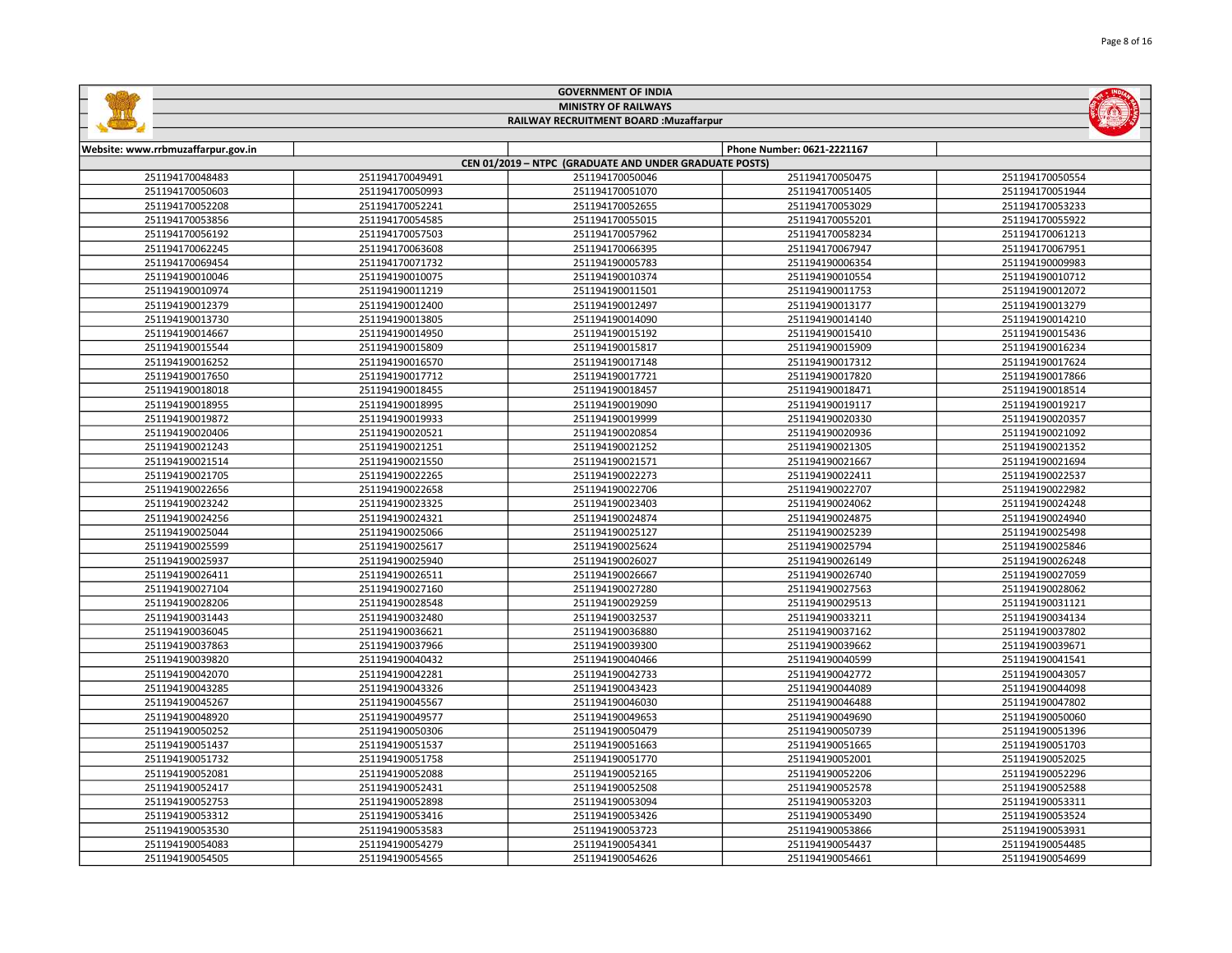# GOVERNMENT OF INDIA

## MINISTRY OF RAILWAYS

### RAILWAY RECRUITMENT BOARD :Muzaffarpur

Website: www.rrbmuzaffarpur.gov.in | Phone Number: 0621-2221167

**CEN 01/2019 – NTPC (GRADUATE AND UNDER GRADUATE POSTS)**

| | | | | |
|---|---|---|---|---|
| 251194170048483 | 251194170049491 | 251194170050046 | 251194170050475 | 251194170050554 |
| 251194170050603 | 251194170050993 | 251194170051070 | 251194170051405 | 251194170051944 |
| 251194170052208 | 251194170052241 | 251194170052655 | 251194170053029 | 251194170053233 |
| 251194170053856 | 251194170054585 | 251194170055015 | 251194170055201 | 251194170055922 |
| 251194170056192 | 251194170057503 | 251194170057962 | 251194170058234 | 251194170061213 |
| 251194170062245 | 251194170063608 | 251194170066395 | 251194170067947 | 251194170067951 |
| 251194170069454 | 251194170071732 | 251194190005783 | 251194190006354 | 251194190009983 |
| 251194190010046 | 251194190010075 | 251194190010374 | 251194190010554 | 251194190010712 |
| 251194190010974 | 251194190011219 | 251194190011501 | 251194190011753 | 251194190012072 |
| 251194190012379 | 251194190012400 | 251194190012497 | 251194190013177 | 251194190013279 |
| 251194190013730 | 251194190013805 | 251194190014090 | 251194190014140 | 251194190014210 |
| 251194190014667 | 251194190014950 | 251194190015192 | 251194190015410 | 251194190015436 |
| 251194190015544 | 251194190015809 | 251194190015817 | 251194190015909 | 251194190016234 |
| 251194190016252 | 251194190016570 | 251194190017148 | 251194190017312 | 251194190017624 |
| 251194190017650 | 251194190017712 | 251194190017721 | 251194190017820 | 251194190017866 |
| 251194190018018 | 251194190018455 | 251194190018457 | 251194190018471 | 251194190018514 |
| 251194190018955 | 251194190018995 | 251194190019090 | 251194190019117 | 251194190019217 |
| 251194190019872 | 251194190019933 | 251194190019999 | 251194190020330 | 251194190020357 |
| 251194190020406 | 251194190020521 | 251194190020854 | 251194190020936 | 251194190021092 |
| 251194190021243 | 251194190021251 | 251194190021252 | 251194190021305 | 251194190021352 |
| 251194190021514 | 251194190021550 | 251194190021571 | 251194190021667 | 251194190021694 |
| 251194190021705 | 251194190022265 | 251194190022273 | 251194190022411 | 251194190022537 |
| 251194190022656 | 251194190022658 | 251194190022706 | 251194190022707 | 251194190022982 |
| 251194190023242 | 251194190023325 | 251194190023403 | 251194190024062 | 251194190024248 |
| 251194190024256 | 251194190024321 | 251194190024874 | 251194190024875 | 251194190024940 |
| 251194190025044 | 251194190025066 | 251194190025127 | 251194190025239 | 251194190025498 |
| 251194190025599 | 251194190025617 | 251194190025624 | 251194190025794 | 251194190025846 |
| 251194190025937 | 251194190025940 | 251194190026027 | 251194190026149 | 251194190026248 |
| 251194190026411 | 251194190026511 | 251194190026667 | 251194190026740 | 251194190027059 |
| 251194190027104 | 251194190027160 | 251194190027280 | 251194190027563 | 251194190028062 |
| 251194190028206 | 251194190028548 | 251194190029259 | 251194190029513 | 251194190031121 |
| 251194190031443 | 251194190032480 | 251194190032537 | 251194190033211 | 251194190034134 |
| 251194190036045 | 251194190036621 | 251194190036880 | 251194190037162 | 251194190037802 |
| 251194190037863 | 251194190037966 | 251194190039300 | 251194190039662 | 251194190039671 |
| 251194190039820 | 251194190040432 | 251194190040466 | 251194190040599 | 251194190041541 |
| 251194190042070 | 251194190042281 | 251194190042733 | 251194190042772 | 251194190043057 |
| 251194190043285 | 251194190043326 | 251194190043423 | 251194190044089 | 251194190044098 |
| 251194190045267 | 251194190045567 | 251194190046030 | 251194190046488 | 251194190047802 |
| 251194190048920 | 251194190049577 | 251194190049653 | 251194190049690 | 251194190050060 |
| 251194190050252 | 251194190050306 | 251194190050479 | 251194190050739 | 251194190051396 |
| 251194190051437 | 251194190051537 | 251194190051663 | 251194190051665 | 251194190051703 |
| 251194190051732 | 251194190051758 | 251194190051770 | 251194190052001 | 251194190052025 |
| 251194190052081 | 251194190052088 | 251194190052165 | 251194190052206 | 251194190052296 |
| 251194190052417 | 251194190052431 | 251194190052508 | 251194190052578 | 251194190052588 |
| 251194190052753 | 251194190052898 | 251194190053094 | 251194190053203 | 251194190053311 |
| 251194190053312 | 251194190053416 | 251194190053426 | 251194190053490 | 251194190053524 |
| 251194190053530 | 251194190053583 | 251194190053723 | 251194190053866 | 251194190053931 |
| 251194190054083 | 251194190054279 | 251194190054341 | 251194190054437 | 251194190054485 |
| 251194190054505 | 251194190054565 | 251194190054626 | 251194190054661 | 251194190054699 |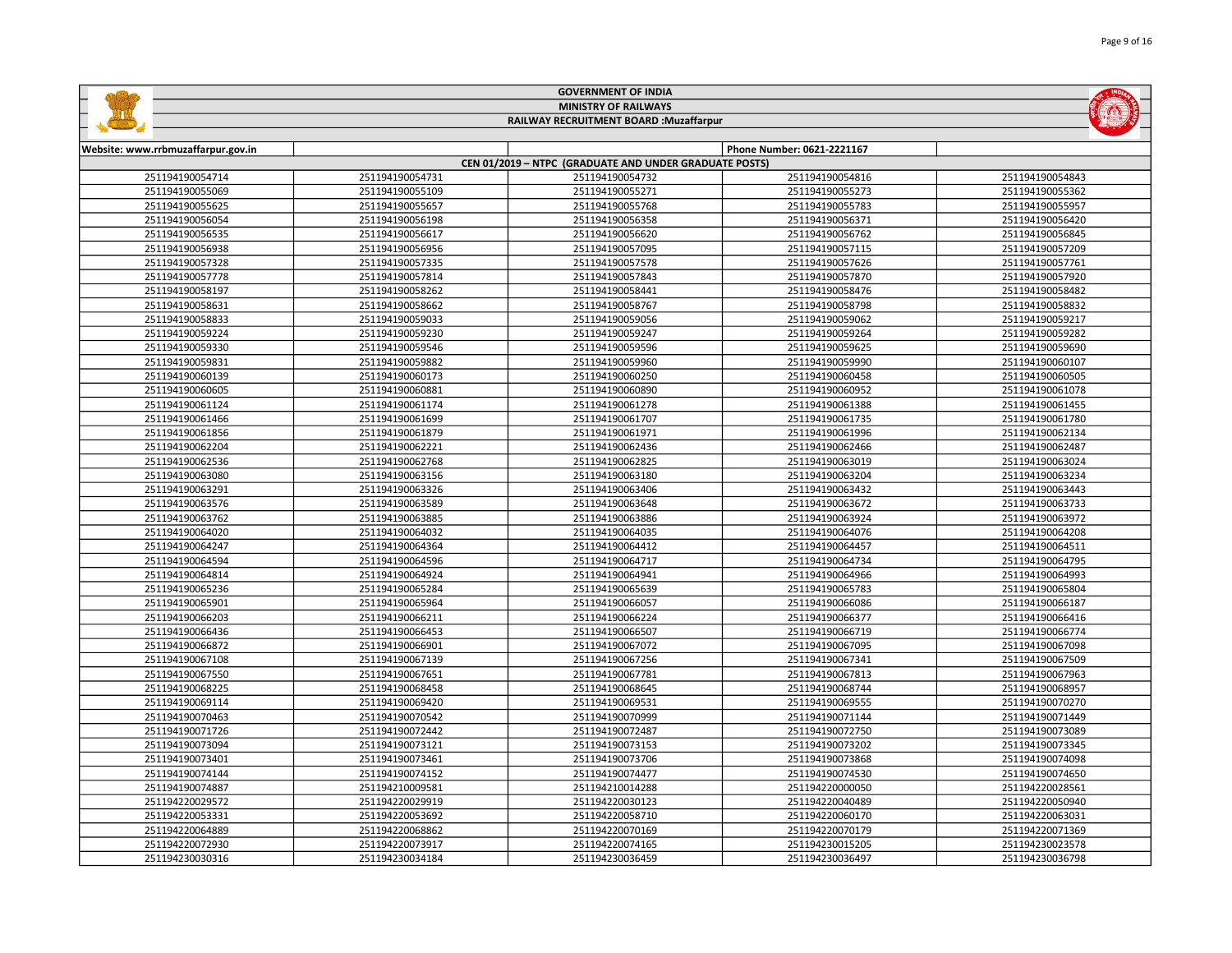# GOVERNMENT OF INDIA

## MINISTRY OF RAILWAYS

## RAILWAY RECRUITMENT BOARD :Muzaffarpur

| Website: www.rrbmuzaffarpur.gov.in | | | Phone Number: 0621-2221167 | |
|---|---|---|---|---|
| CEN 01/2019 – NTPC (GRADUATE AND UNDER GRADUATE POSTS) | | | | |
| 251194190054714 | 251194190054731 | 251194190054732 | 251194190054816 | 251194190054843 |
| 251194190055069 | 251194190055109 | 251194190055271 | 251194190055273 | 251194190055362 |
| 251194190055625 | 251194190055657 | 251194190055768 | 251194190055783 | 251194190055957 |
| 251194190056054 | 251194190056198 | 251194190056358 | 251194190056371 | 251194190056420 |
| 251194190056535 | 251194190056617 | 251194190056620 | 251194190056762 | 251194190056845 |
| 251194190056938 | 251194190056956 | 251194190057095 | 251194190057115 | 251194190057209 |
| 251194190057328 | 251194190057335 | 251194190057578 | 251194190057626 | 251194190057761 |
| 251194190057778 | 251194190057814 | 251194190057843 | 251194190057870 | 251194190057920 |
| 251194190058197 | 251194190058262 | 251194190058441 | 251194190058476 | 251194190058482 |
| 251194190058631 | 251194190058662 | 251194190058767 | 251194190058798 | 251194190058832 |
| 251194190058833 | 251194190059033 | 251194190059056 | 251194190059062 | 251194190059217 |
| 251194190059224 | 251194190059230 | 251194190059247 | 251194190059264 | 251194190059282 |
| 251194190059330 | 251194190059546 | 251194190059596 | 251194190059625 | 251194190059690 |
| 251194190059831 | 251194190059882 | 251194190059960 | 251194190059990 | 251194190060107 |
| 251194190060139 | 251194190060173 | 251194190060250 | 251194190060458 | 251194190060505 |
| 251194190060605 | 251194190060881 | 251194190060890 | 251194190060952 | 251194190061078 |
| 251194190061124 | 251194190061174 | 251194190061278 | 251194190061388 | 251194190061455 |
| 251194190061466 | 251194190061699 | 251194190061707 | 251194190061735 | 251194190061780 |
| 251194190061856 | 251194190061879 | 251194190061971 | 251194190061996 | 251194190062134 |
| 251194190062204 | 251194190062221 | 251194190062436 | 251194190062466 | 251194190062487 |
| 251194190062536 | 251194190062768 | 251194190062825 | 251194190063019 | 251194190063024 |
| 251194190063080 | 251194190063156 | 251194190063180 | 251194190063204 | 251194190063234 |
| 251194190063291 | 251194190063326 | 251194190063406 | 251194190063432 | 251194190063443 |
| 251194190063576 | 251194190063589 | 251194190063648 | 251194190063672 | 251194190063733 |
| 251194190063762 | 251194190063885 | 251194190063886 | 251194190063924 | 251194190063972 |
| 251194190064020 | 251194190064032 | 251194190064035 | 251194190064076 | 251194190064208 |
| 251194190064247 | 251194190064364 | 251194190064412 | 251194190064457 | 251194190064511 |
| 251194190064594 | 251194190064596 | 251194190064717 | 251194190064734 | 251194190064795 |
| 251194190064814 | 251194190064924 | 251194190064941 | 251194190064966 | 251194190064993 |
| 251194190065236 | 251194190065284 | 251194190065639 | 251194190065783 | 251194190065804 |
| 251194190065901 | 251194190065964 | 251194190066057 | 251194190066086 | 251194190066187 |
| 251194190066203 | 251194190066211 | 251194190066224 | 251194190066377 | 251194190066416 |
| 251194190066436 | 251194190066453 | 251194190066507 | 251194190066719 | 251194190066774 |
| 251194190066872 | 251194190066901 | 251194190067072 | 251194190067095 | 251194190067098 |
| 251194190067108 | 251194190067139 | 251194190067256 | 251194190067341 | 251194190067509 |
| 251194190067550 | 251194190067651 | 251194190067781 | 251194190067813 | 251194190067963 |
| 251194190068225 | 251194190068458 | 251194190068645 | 251194190068744 | 251194190068957 |
| 251194190069114 | 251194190069420 | 251194190069531 | 251194190069555 | 251194190070270 |
| 251194190070463 | 251194190070542 | 251194190070999 | 251194190071144 | 251194190071449 |
| 251194190071726 | 251194190072442 | 251194190072487 | 251194190072750 | 251194190073089 |
| 251194190073094 | 251194190073121 | 251194190073153 | 251194190073202 | 251194190073345 |
| 251194190073401 | 251194190073461 | 251194190073706 | 251194190073868 | 251194190074098 |
| 251194190074144 | 251194190074152 | 251194190074477 | 251194190074530 | 251194190074650 |
| 251194190074887 | 251194210009581 | 251194210014288 | 251194220000050 | 251194220028561 |
| 251194220029572 | 251194220029919 | 251194220030123 | 251194220040489 | 251194220050940 |
| 251194220053331 | 251194220053692 | 251194220058710 | 251194220060170 | 251194220063031 |
| 251194220064889 | 251194220068862 | 251194220070169 | 251194220070179 | 251194220071369 |
| 251194220072930 | 251194220073917 | 251194220074165 | 251194230015205 | 251194230023578 |
| 251194230030316 | 251194230034184 | 251194230036459 | 251194230036497 | 251194230036798 |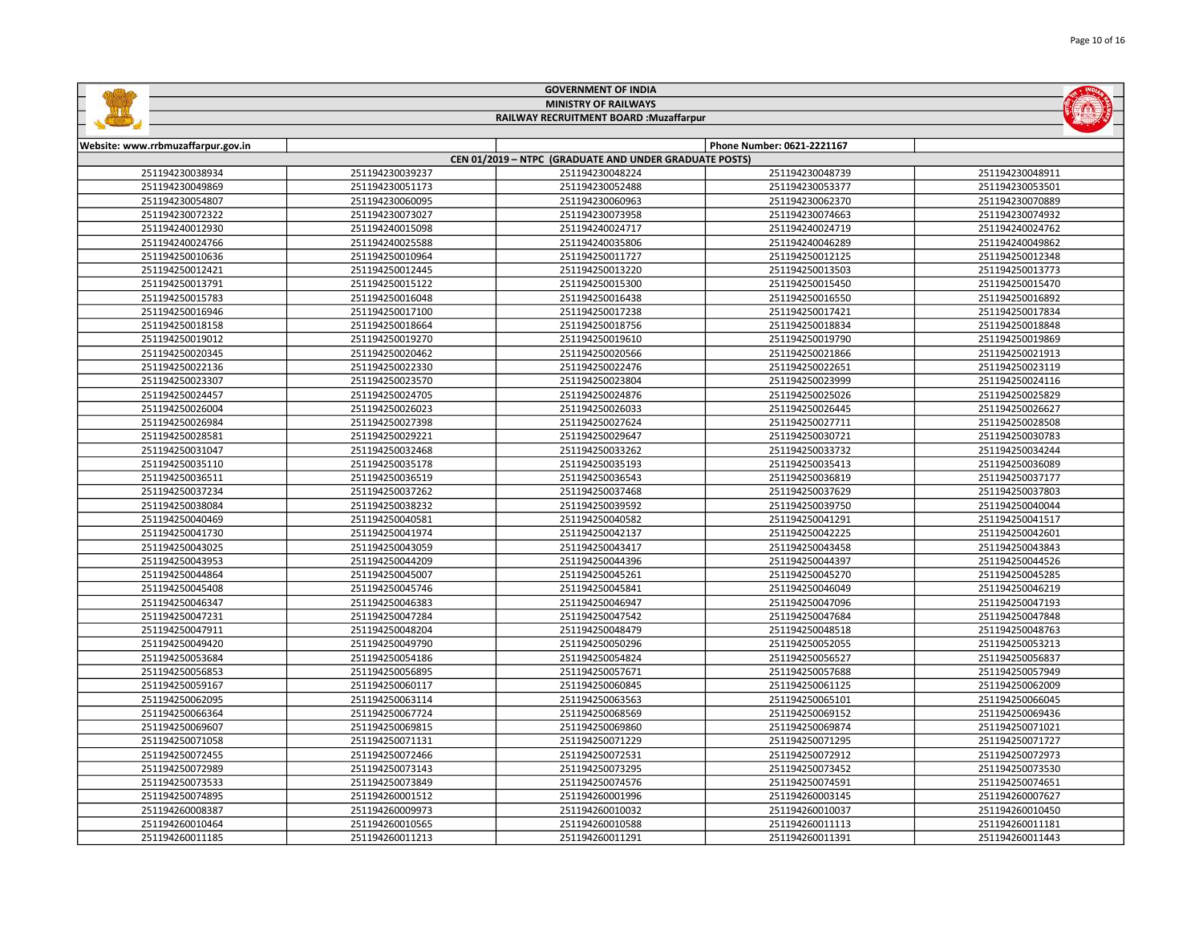# GOVERNMENT OF INDIA

## MINISTRY OF RAILWAYS

## RAILWAY RECRUITMENT BOARD :Muzaffarpur

| Website: www.rrbmuzaffarpur.gov.in | | | Phone Number: 0621-2221167 | |
|---|---|---|---|---|
| CEN 01/2019 – NTPC (GRADUATE AND UNDER GRADUATE POSTS) | | | | |
| 251194230038934 | 251194230039237 | 251194230048224 | 251194230048739 | 251194230048911 |
| 251194230049869 | 251194230051173 | 251194230052488 | 251194230053377 | 251194230053501 |
| 251194230054807 | 251194230060095 | 251194230060963 | 251194230062370 | 251194230070889 |
| 251194230072322 | 251194230073027 | 251194230073958 | 251194230074663 | 251194230074932 |
| 251194240012930 | 251194240015098 | 251194240024717 | 251194240024719 | 251194240024762 |
| 251194240024766 | 251194240025588 | 251194240035806 | 251194240046289 | 251194240049862 |
| 251194250010636 | 251194250010964 | 251194250011727 | 251194250012125 | 251194250012348 |
| 251194250012421 | 251194250012445 | 251194250013220 | 251194250013503 | 251194250013773 |
| 251194250013791 | 251194250015122 | 251194250015300 | 251194250015450 | 251194250015470 |
| 251194250015783 | 251194250016048 | 251194250016438 | 251194250016550 | 251194250016892 |
| 251194250016946 | 251194250017100 | 251194250017238 | 251194250017421 | 251194250017834 |
| 251194250018158 | 251194250018664 | 251194250018756 | 251194250018834 | 251194250018848 |
| 251194250019012 | 251194250019270 | 251194250019610 | 251194250019790 | 251194250019869 |
| 251194250020345 | 251194250020462 | 251194250020566 | 251194250021866 | 251194250021913 |
| 251194250022136 | 251194250022330 | 251194250022476 | 251194250022651 | 251194250023119 |
| 251194250023307 | 251194250023570 | 251194250023804 | 251194250023999 | 251194250024116 |
| 251194250024457 | 251194250024705 | 251194250024876 | 251194250025026 | 251194250025829 |
| 251194250026004 | 251194250026023 | 251194250026033 | 251194250026445 | 251194250026627 |
| 251194250026984 | 251194250027398 | 251194250027624 | 251194250027711 | 251194250028508 |
| 251194250028581 | 251194250029221 | 251194250029647 | 251194250030721 | 251194250030783 |
| 251194250031047 | 251194250032468 | 251194250033262 | 251194250033732 | 251194250034244 |
| 251194250035110 | 251194250035178 | 251194250035193 | 251194250035413 | 251194250036089 |
| 251194250036511 | 251194250036519 | 251194250036543 | 251194250036819 | 251194250037177 |
| 251194250037234 | 251194250037262 | 251194250037468 | 251194250037629 | 251194250037803 |
| 251194250038084 | 251194250038232 | 251194250039592 | 251194250039750 | 251194250040044 |
| 251194250040469 | 251194250040581 | 251194250040582 | 251194250041291 | 251194250041517 |
| 251194250041730 | 251194250041974 | 251194250042137 | 251194250042225 | 251194250042601 |
| 251194250043025 | 251194250043059 | 251194250043417 | 251194250043458 | 251194250043843 |
| 251194250043953 | 251194250044209 | 251194250044396 | 251194250044397 | 251194250044526 |
| 251194250044864 | 251194250045007 | 251194250045261 | 251194250045270 | 251194250045285 |
| 251194250045408 | 251194250045746 | 251194250045841 | 251194250046049 | 251194250046219 |
| 251194250046347 | 251194250046383 | 251194250046947 | 251194250047096 | 251194250047193 |
| 251194250047231 | 251194250047284 | 251194250047542 | 251194250047684 | 251194250047848 |
| 251194250047911 | 251194250048204 | 251194250048479 | 251194250048518 | 251194250048763 |
| 251194250049420 | 251194250049790 | 251194250050296 | 251194250052055 | 251194250053213 |
| 251194250053684 | 251194250054186 | 251194250054824 | 251194250056527 | 251194250056837 |
| 251194250056853 | 251194250056895 | 251194250057671 | 251194250057688 | 251194250057949 |
| 251194250059167 | 251194250060117 | 251194250060845 | 251194250061125 | 251194250062009 |
| 251194250062095 | 251194250063114 | 251194250063563 | 251194250065101 | 251194250066045 |
| 251194250066364 | 251194250067724 | 251194250068569 | 251194250069152 | 251194250069436 |
| 251194250069607 | 251194250069815 | 251194250069860 | 251194250069874 | 251194250071021 |
| 251194250071058 | 251194250071131 | 251194250071229 | 251194250071295 | 251194250071727 |
| 251194250072455 | 251194250072466 | 251194250072531 | 251194250072912 | 251194250072973 |
| 251194250072989 | 251194250073143 | 251194250073295 | 251194250073452 | 251194250073530 |
| 251194250073533 | 251194250073849 | 251194250074576 | 251194250074591 | 251194250074651 |
| 251194250074895 | 251194260001512 | 251194260001996 | 251194260003145 | 251194260007627 |
| 251194260008387 | 251194260009973 | 251194260010032 | 251194260010037 | 251194260010450 |
| 251194260010464 | 251194260010565 | 251194260010588 | 251194260011113 | 251194260011181 |
| 251194260011185 | 251194260011213 | 251194260011291 | 251194260011391 | 251194260011443 |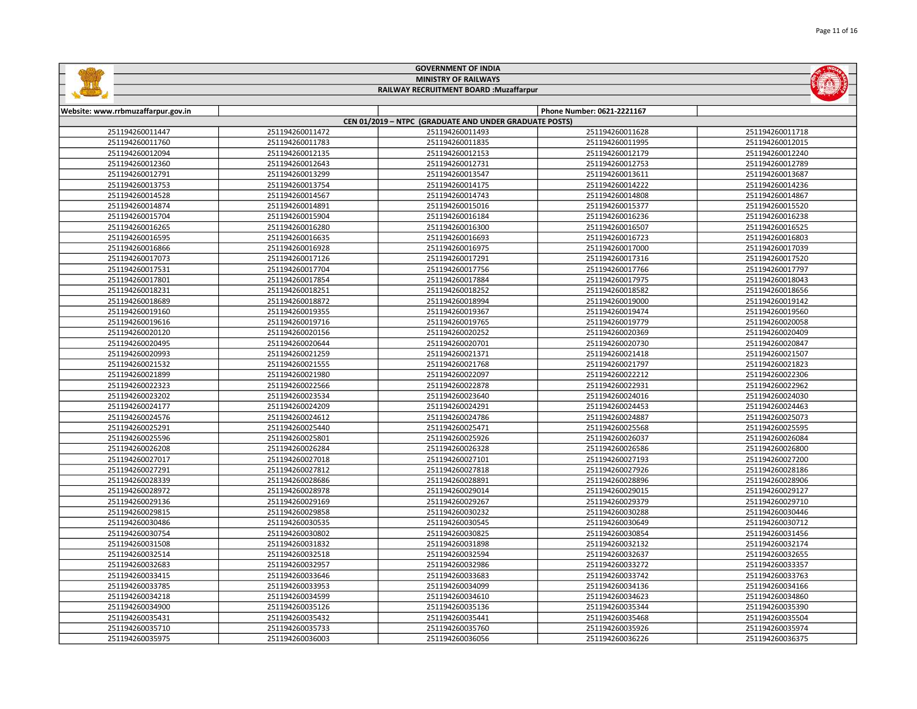# GOVERNMENT OF INDIA
## MINISTRY OF RAILWAYS
### RAILWAY RECRUITMENT BOARD :Muzaffarpur

| Website: www.rrbmuzaffarpur.gov.in | | | Phone Number: 0621-2221167 | |
|---|---|---|---|---|
| CEN 01/2019 – NTPC (GRADUATE AND UNDER GRADUATE POSTS) | | | | |
| 251194260011447 | 251194260011472 | 251194260011493 | 251194260011628 | 251194260011718 |
| 251194260011760 | 251194260011783 | 251194260011835 | 251194260011995 | 251194260012015 |
| 251194260012094 | 251194260012135 | 251194260012153 | 251194260012179 | 251194260012240 |
| 251194260012360 | 251194260012643 | 251194260012731 | 251194260012753 | 251194260012789 |
| 251194260012791 | 251194260013299 | 251194260013547 | 251194260013611 | 251194260013687 |
| 251194260013753 | 251194260013754 | 251194260014175 | 251194260014222 | 251194260014236 |
| 251194260014528 | 251194260014567 | 251194260014743 | 251194260014808 | 251194260014867 |
| 251194260014874 | 251194260014891 | 251194260015016 | 251194260015377 | 251194260015520 |
| 251194260015704 | 251194260015904 | 251194260016184 | 251194260016236 | 251194260016238 |
| 251194260016265 | 251194260016280 | 251194260016300 | 251194260016507 | 251194260016525 |
| 251194260016595 | 251194260016635 | 251194260016693 | 251194260016723 | 251194260016803 |
| 251194260016866 | 251194260016928 | 251194260016975 | 251194260017000 | 251194260017039 |
| 251194260017073 | 251194260017126 | 251194260017291 | 251194260017316 | 251194260017520 |
| 251194260017531 | 251194260017704 | 251194260017756 | 251194260017766 | 251194260017797 |
| 251194260017801 | 251194260017854 | 251194260017884 | 251194260017975 | 251194260018043 |
| 251194260018231 | 251194260018251 | 251194260018252 | 251194260018582 | 251194260018656 |
| 251194260018689 | 251194260018872 | 251194260018994 | 251194260019000 | 251194260019142 |
| 251194260019160 | 251194260019355 | 251194260019367 | 251194260019474 | 251194260019560 |
| 251194260019616 | 251194260019716 | 251194260019765 | 251194260019779 | 251194260020058 |
| 251194260020120 | 251194260020156 | 251194260020252 | 251194260020369 | 251194260020409 |
| 251194260020495 | 251194260020644 | 251194260020701 | 251194260020730 | 251194260020847 |
| 251194260020993 | 251194260021259 | 251194260021371 | 251194260021418 | 251194260021507 |
| 251194260021532 | 251194260021555 | 251194260021768 | 251194260021797 | 251194260021823 |
| 251194260021899 | 251194260021980 | 251194260022097 | 251194260022212 | 251194260022306 |
| 251194260022323 | 251194260022566 | 251194260022878 | 251194260022931 | 251194260022962 |
| 251194260023202 | 251194260023534 | 251194260023640 | 251194260024016 | 251194260024030 |
| 251194260024177 | 251194260024209 | 251194260024291 | 251194260024453 | 251194260024463 |
| 251194260024576 | 251194260024612 | 251194260024786 | 251194260024887 | 251194260025073 |
| 251194260025291 | 251194260025440 | 251194260025471 | 251194260025568 | 251194260025595 |
| 251194260025596 | 251194260025801 | 251194260025926 | 251194260026037 | 251194260026084 |
| 251194260026208 | 251194260026284 | 251194260026328 | 251194260026586 | 251194260026800 |
| 251194260027017 | 251194260027018 | 251194260027101 | 251194260027193 | 251194260027200 |
| 251194260027291 | 251194260027812 | 251194260027818 | 251194260027926 | 251194260028186 |
| 251194260028339 | 251194260028686 | 251194260028891 | 251194260028896 | 251194260028906 |
| 251194260028972 | 251194260028978 | 251194260029014 | 251194260029015 | 251194260029127 |
| 251194260029136 | 251194260029169 | 251194260029267 | 251194260029379 | 251194260029710 |
| 251194260029815 | 251194260029858 | 251194260030232 | 251194260030288 | 251194260030446 |
| 251194260030486 | 251194260030535 | 251194260030545 | 251194260030649 | 251194260030712 |
| 251194260030754 | 251194260030802 | 251194260030825 | 251194260030854 | 251194260031456 |
| 251194260031508 | 251194260031832 | 251194260031898 | 251194260032132 | 251194260032174 |
| 251194260032514 | 251194260032518 | 251194260032594 | 251194260032637 | 251194260032655 |
| 251194260032683 | 251194260032957 | 251194260032986 | 251194260033272 | 251194260033357 |
| 251194260033415 | 251194260033646 | 251194260033683 | 251194260033742 | 251194260033763 |
| 251194260033785 | 251194260033953 | 251194260034099 | 251194260034136 | 251194260034166 |
| 251194260034218 | 251194260034599 | 251194260034610 | 251194260034623 | 251194260034860 |
| 251194260034900 | 251194260035126 | 251194260035136 | 251194260035344 | 251194260035390 |
| 251194260035431 | 251194260035432 | 251194260035441 | 251194260035468 | 251194260035504 |
| 251194260035710 | 251194260035733 | 251194260035760 | 251194260035926 | 251194260035974 |
| 251194260035975 | 251194260036003 | 251194260036056 | 251194260036226 | 251194260036375 |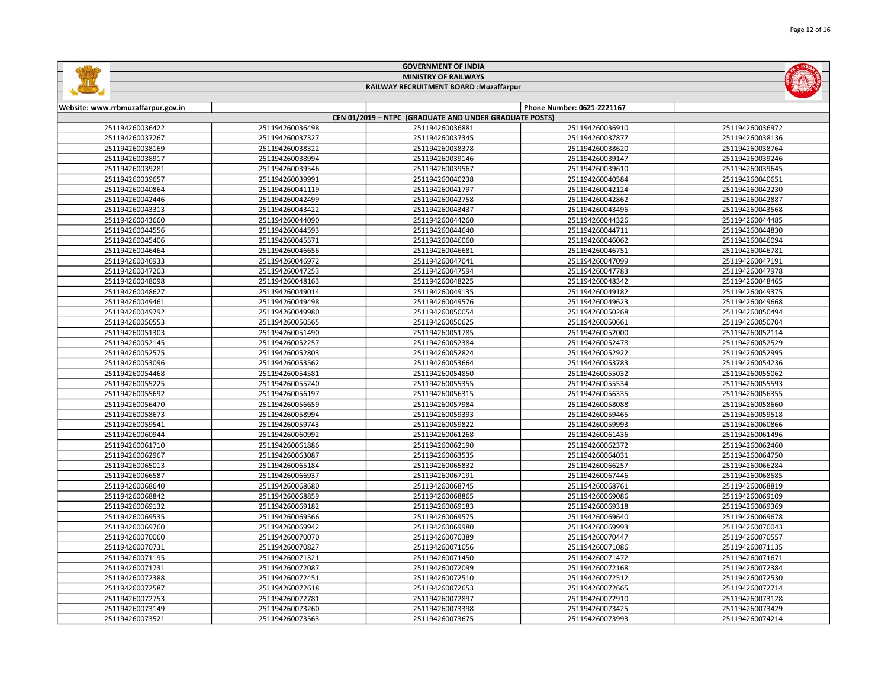# GOVERNMENT OF INDIA

## MINISTRY OF RAILWAYS

### RAILWAY RECRUITMENT BOARD :Muzaffarpur

Website: www.rrbmuzaffarpur.gov.in | Phone Number: 0621-2221167

**CEN 01/2019 – NTPC (GRADUATE AND UNDER GRADUATE POSTS)**

| | | | | |
|---|---|---|---|---|
| 251194260036422 | 251194260036498 | 251194260036881 | 251194260036910 | 251194260036972 |
| 251194260037267 | 251194260037327 | 251194260037345 | 251194260037877 | 251194260038136 |
| 251194260038169 | 251194260038322 | 251194260038378 | 251194260038620 | 251194260038764 |
| 251194260038917 | 251194260038994 | 251194260039146 | 251194260039147 | 251194260039246 |
| 251194260039281 | 251194260039546 | 251194260039567 | 251194260039610 | 251194260039645 |
| 251194260039657 | 251194260039991 | 251194260040238 | 251194260040584 | 251194260040651 |
| 251194260040864 | 251194260041119 | 251194260041797 | 251194260042124 | 251194260042230 |
| 251194260042446 | 251194260042499 | 251194260042758 | 251194260042862 | 251194260042887 |
| 251194260043313 | 251194260043422 | 251194260043437 | 251194260043496 | 251194260043568 |
| 251194260043660 | 251194260044090 | 251194260044260 | 251194260044326 | 251194260044485 |
| 251194260044556 | 251194260044593 | 251194260044640 | 251194260044711 | 251194260044830 |
| 251194260045406 | 251194260045571 | 251194260046060 | 251194260046062 | 251194260046094 |
| 251194260046464 | 251194260046656 | 251194260046681 | 251194260046751 | 251194260046781 |
| 251194260046933 | 251194260046972 | 251194260047041 | 251194260047099 | 251194260047191 |
| 251194260047203 | 251194260047253 | 251194260047594 | 251194260047783 | 251194260047978 |
| 251194260048098 | 251194260048163 | 251194260048225 | 251194260048342 | 251194260048465 |
| 251194260048627 | 251194260049014 | 251194260049135 | 251194260049182 | 251194260049375 |
| 251194260049461 | 251194260049498 | 251194260049576 | 251194260049623 | 251194260049668 |
| 251194260049792 | 251194260049980 | 251194260050054 | 251194260050268 | 251194260050494 |
| 251194260050553 | 251194260050625 | 251194260050625 | 251194260050661 | 251194260050704 |
| 251194260051303 | 251194260051490 | 251194260051785 | 251194260052000 | 251194260052114 |
| 251194260052145 | 251194260052257 | 251194260052384 | 251194260052478 | 251194260052529 |
| 251194260052575 | 251194260052803 | 251194260052824 | 251194260052922 | 251194260052995 |
| 251194260053096 | 251194260053562 | 251194260053664 | 251194260053783 | 251194260054236 |
| 251194260054468 | 251194260054581 | 251194260054850 | 251194260055032 | 251194260055062 |
| 251194260055225 | 251194260055240 | 251194260055355 | 251194260055534 | 251194260055593 |
| 251194260055692 | 251194260056197 | 251194260056315 | 251194260056335 | 251194260056355 |
| 251194260056470 | 251194260056659 | 251194260057984 | 251194260058088 | 251194260058660 |
| 251194260058673 | 251194260058994 | 251194260059393 | 251194260059465 | 251194260059518 |
| 251194260059541 | 251194260059743 | 251194260059822 | 251194260059993 | 251194260060866 |
| 251194260060944 | 251194260060992 | 251194260061268 | 251194260061436 | 251194260061496 |
| 251194260061710 | 251194260061886 | 251194260062190 | 251194260062372 | 251194260062460 |
| 251194260062967 | 251194260063087 | 251194260063535 | 251194260064031 | 251194260064750 |
| 251194260065013 | 251194260065184 | 251194260065832 | 251194260066257 | 251194260066284 |
| 251194260066587 | 251194260066937 | 251194260067191 | 251194260067446 | 251194260068585 |
| 251194260068640 | 251194260068680 | 251194260068745 | 251194260068761 | 251194260068819 |
| 251194260068842 | 251194260068859 | 251194260068865 | 251194260069086 | 251194260069109 |
| 251194260069132 | 251194260069182 | 251194260069183 | 251194260069318 | 251194260069369 |
| 251194260069535 | 251194260069566 | 251194260069575 | 251194260069640 | 251194260069678 |
| 251194260069760 | 251194260069942 | 251194260069980 | 251194260069993 | 251194260070043 |
| 251194260070060 | 251194260070070 | 251194260070389 | 251194260070447 | 251194260070557 |
| 251194260070731 | 251194260070827 | 251194260071056 | 251194260071086 | 251194260071135 |
| 251194260071195 | 251194260071321 | 251194260071450 | 251194260071472 | 251194260071671 |
| 251194260071731 | 251194260072087 | 251194260072099 | 251194260072168 | 251194260072384 |
| 251194260072388 | 251194260072451 | 251194260072510 | 251194260072512 | 251194260072530 |
| 251194260072587 | 251194260072618 | 251194260072653 | 251194260072665 | 251194260072714 |
| 251194260072753 | 251194260072781 | 251194260072897 | 251194260072910 | 251194260073128 |
| 251194260073149 | 251194260073260 | 251194260073398 | 251194260073425 | 251194260073429 |
| 251194260073521 | 251194260073563 | 251194260073675 | 251194260073993 | 251194260074214 |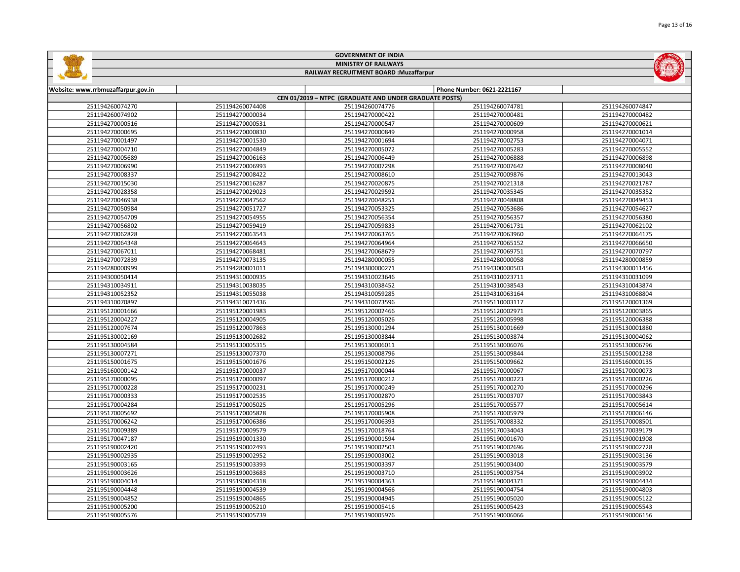# GOVERNMENT OF INDIA

## MINISTRY OF RAILWAYS

## RAILWAY RECRUITMENT BOARD :Muzaffarpur

| Website: www.rrbmuzaffarpur.gov.in | | | Phone Number: 0621-2221167 | |
|---|---|---|---|---|
| CEN 01/2019 – NTPC (GRADUATE AND UNDER GRADUATE POSTS) | | | | |
| 251194260074270 | 251194260074408 | 251194260074776 | 251194260074781 | 251194260074847 |
| 251194260074902 | 251194270000034 | 251194270000422 | 251194270000481 | 251194270000482 |
| 251194270000516 | 251194270000531 | 251194270000547 | 251194270000609 | 251194270000621 |
| 251194270000695 | 251194270000830 | 251194270000849 | 251194270000958 | 251194270001014 |
| 251194270001497 | 251194270001530 | 251194270001694 | 251194270002753 | 251194270004071 |
| 251194270004710 | 251194270004849 | 251194270005072 | 251194270005283 | 251194270005552 |
| 251194270005689 | 251194270006163 | 251194270006449 | 251194270006888 | 251194270006898 |
| 251194270006990 | 251194270006993 | 251194270007298 | 251194270007642 | 251194270008040 |
| 251194270008337 | 251194270008422 | 251194270008610 | 251194270009876 | 251194270013043 |
| 251194270015030 | 251194270016287 | 251194270020875 | 251194270021318 | 251194270021787 |
| 251194270028358 | 251194270029023 | 251194270029592 | 251194270035345 | 251194270035352 |
| 251194270046938 | 251194270047562 | 251194270048251 | 251194270048808 | 251194270049453 |
| 251194270050984 | 251194270051727 | 251194270053325 | 251194270053686 | 251194270054627 |
| 251194270054709 | 251194270054955 | 251194270056354 | 251194270056357 | 251194270056380 |
| 251194270056802 | 251194270059419 | 251194270059833 | 251194270061731 | 251194270062102 |
| 251194270062828 | 251194270063543 | 251194270063765 | 251194270063960 | 251194270064175 |
| 251194270064348 | 251194270064643 | 251194270064964 | 251194270065152 | 251194270066650 |
| 251194270067011 | 251194270068481 | 251194270068679 | 251194270069751 | 251194270070797 |
| 251194270072839 | 251194270073135 | 251194280000055 | 251194280000058 | 251194280000859 |
| 251194280000999 | 251194280001011 | 251194300000271 | 251194300000503 | 251194300011456 |
| 251194300050414 | 251194310000935 | 251194310023646 | 251194310023711 | 251194310031099 |
| 251194310034911 | 251194310038035 | 251194310038452 | 251194310038543 | 251194310043874 |
| 251194310052352 | 251194310055038 | 251194310059285 | 251194310063164 | 251194310068804 |
| 251194310070897 | 251194310071436 | 251194310073596 | 251195110003117 | 251195120001369 |
| 251195120001666 | 251195120001983 | 251195120002466 | 251195120002971 | 251195120003865 |
| 251195120004227 | 251195120004905 | 251195120005026 | 251195120005998 | 251195120006388 |
| 251195120007674 | 251195120007863 | 251195130001294 | 251195130001669 | 251195130001880 |
| 251195130002169 | 251195130002682 | 251195130003844 | 251195130003874 | 251195130004062 |
| 251195130004584 | 251195130005315 | 251195130006011 | 251195130006076 | 251195130006796 |
| 251195130007271 | 251195130007370 | 251195130008796 | 251195130009844 | 251195150001238 |
| 251195150001675 | 251195150001676 | 251195150002126 | 251195150009662 | 251195160000135 |
| 251195160000142 | 251195170000037 | 251195170000044 | 251195170000067 | 251195170000073 |
| 251195170000095 | 251195170000097 | 251195170000212 | 251195170000223 | 251195170000226 |
| 251195170000228 | 251195170000231 | 251195170000249 | 251195170000270 | 251195170000296 |
| 251195170000333 | 251195170002535 | 251195170002870 | 251195170003707 | 251195170003843 |
| 251195170004284 | 251195170005025 | 251195170005296 | 251195170005577 | 251195170005614 |
| 251195170005692 | 251195170005828 | 251195170005908 | 251195170005979 | 251195170006146 |
| 251195170006242 | 251195170006386 | 251195170006393 | 251195170008332 | 251195170008501 |
| 251195170009389 | 251195170009579 | 251195170018764 | 251195170034043 | 251195170039179 |
| 251195170047187 | 251195190001330 | 251195190001594 | 251195190001670 | 251195190001908 |
| 251195190002420 | 251195190002493 | 251195190002503 | 251195190002696 | 251195190002728 |
| 251195190002935 | 251195190002952 | 251195190003002 | 251195190003018 | 251195190003136 |
| 251195190003165 | 251195190003393 | 251195190003397 | 251195190003400 | 251195190003579 |
| 251195190003626 | 251195190003683 | 251195190003710 | 251195190003754 | 251195190003902 |
| 251195190004014 | 251195190004318 | 251195190004363 | 251195190004371 | 251195190004434 |
| 251195190004448 | 251195190004539 | 251195190004566 | 251195190004754 | 251195190004803 |
| 251195190004852 | 251195190004865 | 251195190004945 | 251195190005020 | 251195190005122 |
| 251195190005200 | 251195190005210 | 251195190005416 | 251195190005423 | 251195190005543 |
| 251195190005576 | 251195190005739 | 251195190005976 | 251195190006066 | 251195190006156 |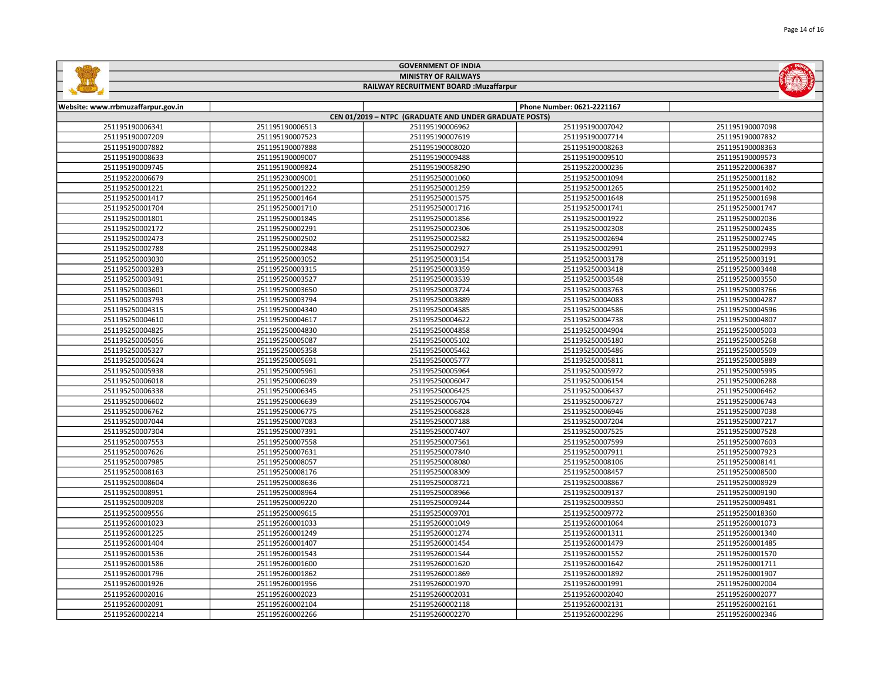GOVERNMENT OF INDIA

MINISTRY OF RAILWAYS

RAILWAY RECRUITMENT BOARD :Muzaffarpur

| Website: www.rrbmuzaffarpur.gov.in | | | Phone Number: 0621-2221167 | |
|---|---|---|---|---|
| CEN 01/2019 – NTPC (GRADUATE AND UNDER GRADUATE POSTS) | | | | |
| 251195190006341 | 251195190006513 | 251195190006962 | 251195190007042 | 251195190007098 |
| 251195190007209 | 251195190007523 | 251195190007619 | 251195190007714 | 251195190007832 |
| 251195190007882 | 251195190007888 | 251195190008020 | 251195190008263 | 251195190008363 |
| 251195190008633 | 251195190009007 | 251195190009488 | 251195190009510 | 251195190009573 |
| 251195190009745 | 251195190009824 | 251195190058290 | 251195220000236 | 251195220006387 |
| 251195220006679 | 251195230009001 | 251195250001060 | 251195250001094 | 251195250001182 |
| 251195250001221 | 251195250001222 | 251195250001259 | 251195250001265 | 251195250001402 |
| 251195250001417 | 251195250001464 | 251195250001575 | 251195250001648 | 251195250001698 |
| 251195250001704 | 251195250001710 | 251195250001716 | 251195250001741 | 251195250001747 |
| 251195250001801 | 251195250001845 | 251195250001856 | 251195250001922 | 251195250002036 |
| 251195250002172 | 251195250002291 | 251195250002306 | 251195250002308 | 251195250002435 |
| 251195250002473 | 251195250002502 | 251195250002582 | 251195250002694 | 251195250002745 |
| 251195250002788 | 251195250002848 | 251195250002927 | 251195250002991 | 251195250002993 |
| 251195250003030 | 251195250003052 | 251195250003154 | 251195250003178 | 251195250003191 |
| 251195250003283 | 251195250003315 | 251195250003359 | 251195250003418 | 251195250003448 |
| 251195250003491 | 251195250003527 | 251195250003539 | 251195250003548 | 251195250003550 |
| 251195250003601 | 251195250003650 | 251195250003724 | 251195250003763 | 251195250003766 |
| 251195250003793 | 251195250003794 | 251195250003889 | 251195250004083 | 251195250004287 |
| 251195250004315 | 251195250004340 | 251195250004585 | 251195250004586 | 251195250004596 |
| 251195250004610 | 251195250004617 | 251195250004622 | 251195250004738 | 251195250004807 |
| 251195250004825 | 251195250004830 | 251195250004858 | 251195250004904 | 251195250005003 |
| 251195250005056 | 251195250005087 | 251195250005102 | 251195250005180 | 251195250005268 |
| 251195250005327 | 251195250005358 | 251195250005462 | 251195250005486 | 251195250005509 |
| 251195250005624 | 251195250005691 | 251195250005777 | 251195250005811 | 251195250005889 |
| 251195250005938 | 251195250005961 | 251195250005964 | 251195250005972 | 251195250005995 |
| 251195250006018 | 251195250006039 | 251195250006047 | 251195250006154 | 251195250006288 |
| 251195250006338 | 251195250006345 | 251195250006425 | 251195250006437 | 251195250006462 |
| 251195250006602 | 251195250006639 | 251195250006704 | 251195250006727 | 251195250006743 |
| 251195250006762 | 251195250006775 | 251195250006828 | 251195250006946 | 251195250007038 |
| 251195250007044 | 251195250007083 | 251195250007188 | 251195250007204 | 251195250007217 |
| 251195250007304 | 251195250007391 | 251195250007407 | 251195250007525 | 251195250007528 |
| 251195250007553 | 251195250007558 | 251195250007561 | 251195250007599 | 251195250007603 |
| 251195250007626 | 251195250007631 | 251195250007840 | 251195250007911 | 251195250007923 |
| 251195250007985 | 251195250008057 | 251195250008080 | 251195250008106 | 251195250008141 |
| 251195250008163 | 251195250008176 | 251195250008309 | 251195250008457 | 251195250008500 |
| 251195250008604 | 251195250008636 | 251195250008721 | 251195250008867 | 251195250008929 |
| 251195250008951 | 251195250008964 | 251195250008966 | 251195250009137 | 251195250009190 |
| 251195250009208 | 251195250009220 | 251195250009244 | 251195250009350 | 251195250009481 |
| 251195250009556 | 251195250009615 | 251195250009701 | 251195250009772 | 251195250018360 |
| 251195260001023 | 251195260001033 | 251195260001049 | 251195260001064 | 251195260001073 |
| 251195260001225 | 251195260001249 | 251195260001274 | 251195260001311 | 251195260001340 |
| 251195260001404 | 251195260001407 | 251195260001454 | 251195260001479 | 251195260001485 |
| 251195260001536 | 251195260001543 | 251195260001544 | 251195260001552 | 251195260001570 |
| 251195260001586 | 251195260001600 | 251195260001620 | 251195260001642 | 251195260001711 |
| 251195260001796 | 251195260001862 | 251195260001869 | 251195260001892 | 251195260001907 |
| 251195260001926 | 251195260001956 | 251195260001970 | 251195260001991 | 251195260002004 |
| 251195260002016 | 251195260002023 | 251195260002031 | 251195260002040 | 251195260002077 |
| 251195260002091 | 251195260002104 | 251195260002118 | 251195260002131 | 251195260002161 |
| 251195260002214 | 251195260002266 | 251195260002270 | 251195260002296 | 251195260002346 |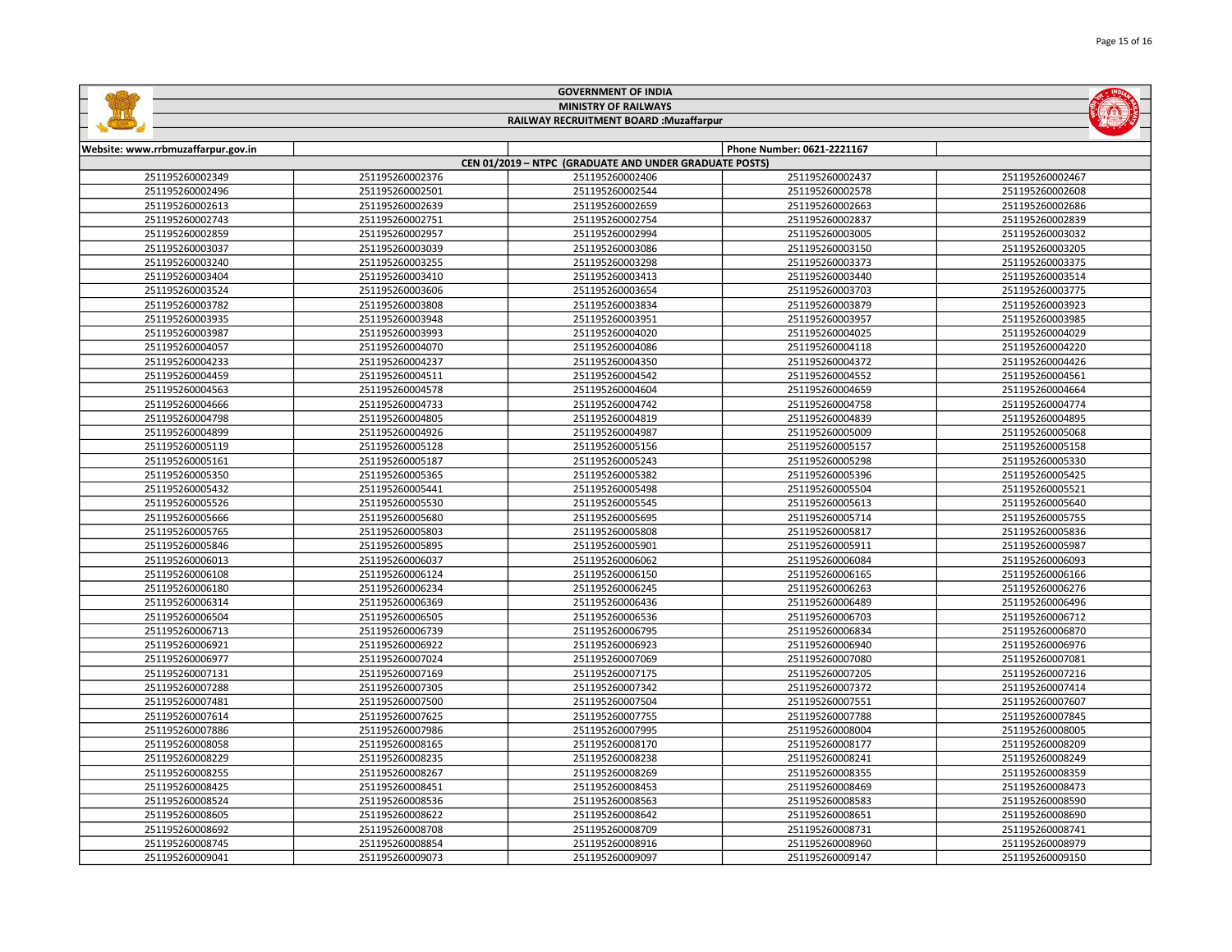# GOVERNMENT OF INDIA

## MINISTRY OF RAILWAYS

### RAILWAY RECRUITMENT BOARD :Muzaffarpur

| Website: www.rrbmuzaffarpur.gov.in | | | Phone Number: 0621-2221167 | |
|---|---|---|---|---|
| CEN 01/2019 – NTPC (GRADUATE AND UNDER GRADUATE POSTS) | | | | |
| 251195260002349 | 251195260002376 | 251195260002406 | 251195260002437 | 251195260002467 |
| 251195260002496 | 251195260002501 | 251195260002544 | 251195260002578 | 251195260002608 |
| 251195260002613 | 251195260002639 | 251195260002659 | 251195260002663 | 251195260002686 |
| 251195260002743 | 251195260002751 | 251195260002754 | 251195260002837 | 251195260002839 |
| 251195260002859 | 251195260002957 | 251195260002994 | 251195260003005 | 251195260003032 |
| 251195260003037 | 251195260003039 | 251195260003086 | 251195260003150 | 251195260003205 |
| 251195260003240 | 251195260003255 | 251195260003298 | 251195260003373 | 251195260003375 |
| 251195260003404 | 251195260003410 | 251195260003413 | 251195260003440 | 251195260003514 |
| 251195260003524 | 251195260003606 | 251195260003654 | 251195260003703 | 251195260003775 |
| 251195260003782 | 251195260003808 | 251195260003834 | 251195260003879 | 251195260003923 |
| 251195260003935 | 251195260003948 | 251195260003951 | 251195260003957 | 251195260003985 |
| 251195260003987 | 251195260003993 | 251195260004020 | 251195260004025 | 251195260004029 |
| 251195260004057 | 251195260004070 | 251195260004086 | 251195260004118 | 251195260004220 |
| 251195260004233 | 251195260004237 | 251195260004350 | 251195260004372 | 251195260004426 |
| 251195260004459 | 251195260004511 | 251195260004542 | 251195260004552 | 251195260004561 |
| 251195260004563 | 251195260004578 | 251195260004604 | 251195260004659 | 251195260004664 |
| 251195260004666 | 251195260004733 | 251195260004742 | 251195260004758 | 251195260004774 |
| 251195260004798 | 251195260004805 | 251195260004819 | 251195260004839 | 251195260004895 |
| 251195260004899 | 251195260004926 | 251195260004987 | 251195260005009 | 251195260005068 |
| 251195260005119 | 251195260005128 | 251195260005156 | 251195260005157 | 251195260005158 |
| 251195260005161 | 251195260005187 | 251195260005243 | 251195260005298 | 251195260005330 |
| 251195260005350 | 251195260005365 | 251195260005382 | 251195260005396 | 251195260005425 |
| 251195260005432 | 251195260005441 | 251195260005498 | 251195260005504 | 251195260005521 |
| 251195260005526 | 251195260005530 | 251195260005545 | 251195260005613 | 251195260005640 |
| 251195260005666 | 251195260005680 | 251195260005695 | 251195260005714 | 251195260005755 |
| 251195260005765 | 251195260005803 | 251195260005808 | 251195260005817 | 251195260005836 |
| 251195260005846 | 251195260005895 | 251195260005901 | 251195260005911 | 251195260005987 |
| 251195260006013 | 251195260006037 | 251195260006062 | 251195260006084 | 251195260006093 |
| 251195260006108 | 251195260006124 | 251195260006150 | 251195260006165 | 251195260006166 |
| 251195260006180 | 251195260006234 | 251195260006245 | 251195260006263 | 251195260006276 |
| 251195260006314 | 251195260006369 | 251195260006436 | 251195260006489 | 251195260006496 |
| 251195260006504 | 251195260006505 | 251195260006536 | 251195260006703 | 251195260006712 |
| 251195260006713 | 251195260006739 | 251195260006795 | 251195260006834 | 251195260006870 |
| 251195260006921 | 251195260006922 | 251195260006923 | 251195260006940 | 251195260006976 |
| 251195260006977 | 251195260007024 | 251195260007069 | 251195260007080 | 251195260007081 |
| 251195260007131 | 251195260007169 | 251195260007175 | 251195260007205 | 251195260007216 |
| 251195260007288 | 251195260007305 | 251195260007342 | 251195260007372 | 251195260007414 |
| 251195260007481 | 251195260007500 | 251195260007504 | 251195260007551 | 251195260007607 |
| 251195260007614 | 251195260007625 | 251195260007755 | 251195260007788 | 251195260007845 |
| 251195260007886 | 251195260007986 | 251195260007995 | 251195260008004 | 251195260008005 |
| 251195260008058 | 251195260008165 | 251195260008170 | 251195260008177 | 251195260008209 |
| 251195260008229 | 251195260008235 | 251195260008238 | 251195260008241 | 251195260008249 |
| 251195260008255 | 251195260008267 | 251195260008269 | 251195260008355 | 251195260008359 |
| 251195260008425 | 251195260008451 | 251195260008453 | 251195260008469 | 251195260008473 |
| 251195260008524 | 251195260008536 | 251195260008563 | 251195260008583 | 251195260008590 |
| 251195260008605 | 251195260008622 | 251195260008642 | 251195260008651 | 251195260008690 |
| 251195260008692 | 251195260008708 | 251195260008709 | 251195260008731 | 251195260008741 |
| 251195260008745 | 251195260008854 | 251195260008916 | 251195260008960 | 251195260008979 |
| 251195260009041 | 251195260009073 | 251195260009097 | 251195260009147 | 251195260009150 |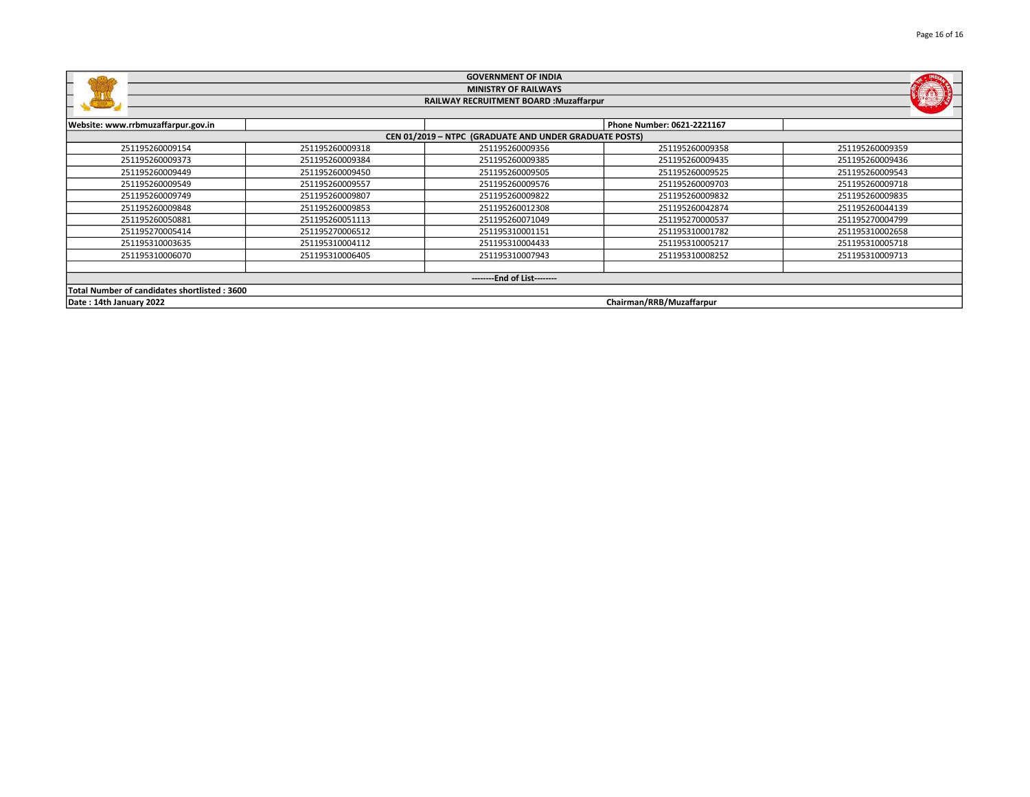GOVERNMENT OF INDIA

MINISTRY OF RAILWAYS

RAILWAY RECRUITMENT BOARD :Muzaffarpur

Website: www.rrbmuzaffarpur.gov.in | Phone Number: 0621-2221167

CEN 01/2019 – NTPC (GRADUATE AND UNDER GRADUATE POSTS)

| | | | | |
|---|---|---|---|---|
| 251195260009154 | 251195260009318 | 251195260009356 | 251195260009358 | 251195260009359 |
| 251195260009373 | 251195260009384 | 251195260009385 | 251195260009435 | 251195260009436 |
| 251195260009449 | 251195260009450 | 251195260009505 | 251195260009525 | 251195260009543 |
| 251195260009549 | 251195260009557 | 251195260009576 | 251195260009703 | 251195260009718 |
| 251195260009749 | 251195260009807 | 251195260009822 | 251195260009832 | 251195260009835 |
| 251195260009848 | 251195260009853 | 251195260012308 | 251195260042874 | 251195260044139 |
| 251195260050881 | 251195260051113 | 251195260071049 | 251195270000537 | 251195270004799 |
| 251195270005414 | 251195270006512 | 251195310001151 | 251195310001782 | 251195310002658 |
| 251195310003635 | 251195310004112 | 251195310004433 | 251195310005217 | 251195310005718 |
| 251195310006070 | 251195310006405 | 251195310007943 | 251195310008252 | 251195310009713 |

--------End of List--------

**Total Number of candidates shortlisted : 3600**

**Date : 14th January 2022**

**Chairman/RRB/Muzaffarpur**